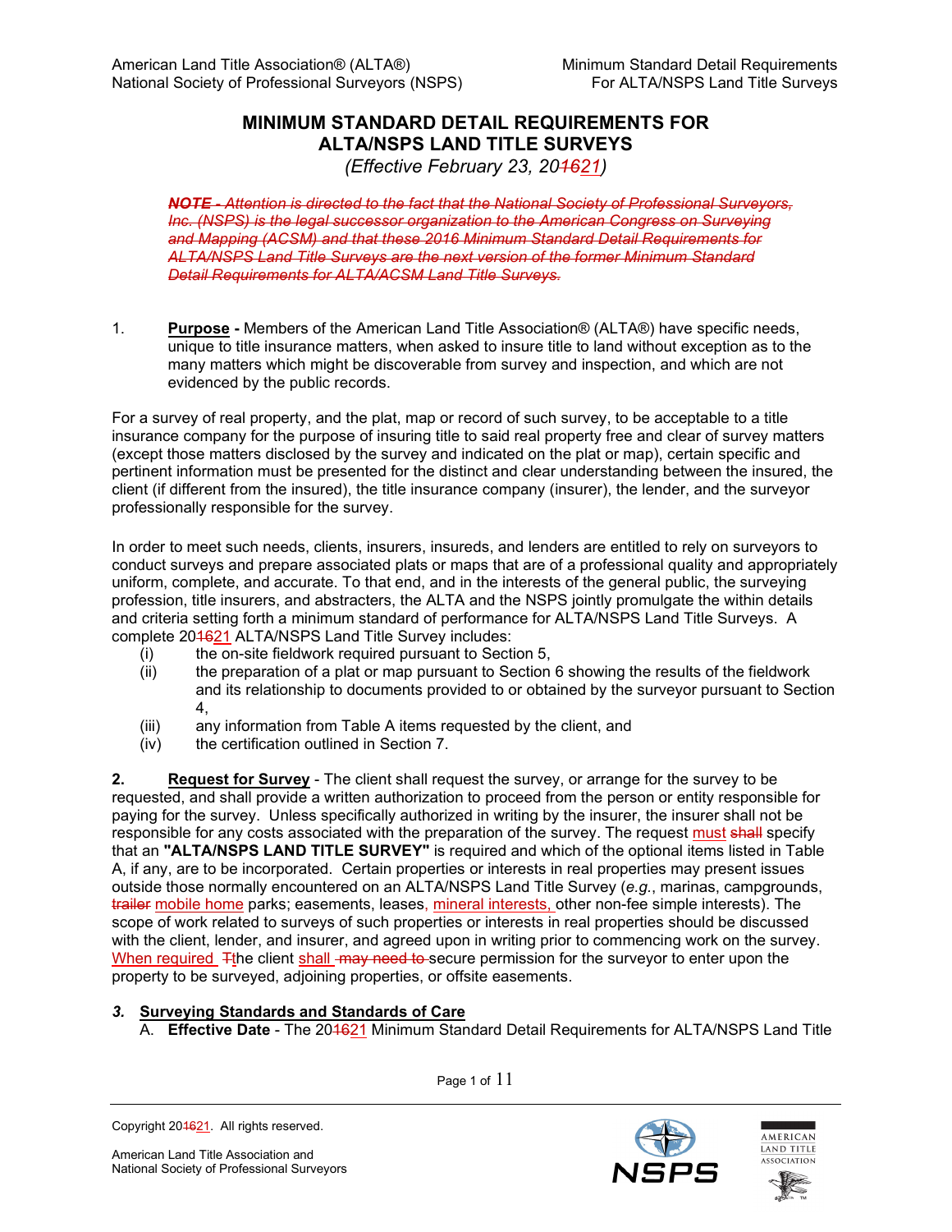# MINIMUM STANDARD DETAIL REQUIREMENTS FOR ALTA/NSPS LAND TITLE SURVEYS

*(Effective February 23, 20~~16~~21)*

~~***NOTE** - Attention is directed to the fact that the National Society of Professional Surveyors, Inc. (NSPS) is the legal successor organization to the American Congress on Surveying and Mapping (ACSM) and that these 2016 Minimum Standard Detail Requirements for ALTA/NSPS Land Title Surveys are the next version of the former Minimum Standard Detail Requirements for ALTA/ACSM Land Title Surveys.*~~

1. **Purpose -** Members of the American Land Title Association® (ALTA®) have specific needs, unique to title insurance matters, when asked to insure title to land without exception as to the many matters which might be discoverable from survey and inspection, and which are not evidenced by the public records.

For a survey of real property, and the plat, map or record of such survey, to be acceptable to a title insurance company for the purpose of insuring title to said real property free and clear of survey matters (except those matters disclosed by the survey and indicated on the plat or map), certain specific and pertinent information must be presented for the distinct and clear understanding between the insured, the client (if different from the insured), the title insurance company (insurer), the lender, and the surveyor professionally responsible for the survey.

In order to meet such needs, clients, insurers, insureds, and lenders are entitled to rely on surveyors to conduct surveys and prepare associated plats or maps that are of a professional quality and appropriately uniform, complete, and accurate. To that end, and in the interests of the general public, the surveying profession, title insurers, and abstracters, the ALTA and the NSPS jointly promulgate the within details and criteria setting forth a minimum standard of performance for ALTA/NSPS Land Title Surveys. A complete 20~~16~~21 ALTA/NSPS Land Title Survey includes:

- (i) the on-site fieldwork required pursuant to Section 5,
- (ii) the preparation of a plat or map pursuant to Section 6 showing the results of the fieldwork and its relationship to documents provided to or obtained by the surveyor pursuant to Section 4,
- (iii) any information from Table A items requested by the client, and
- (iv) the certification outlined in Section 7.

**2. Request for Survey** - The client shall request the survey, or arrange for the survey to be requested, and shall provide a written authorization to proceed from the person or entity responsible for paying for the survey. Unless specifically authorized in writing by the insurer, the insurer shall not be responsible for any costs associated with the preparation of the survey. The request must ~~shall~~ specify that an **"ALTA/NSPS LAND TITLE SURVEY"** is required and which of the optional items listed in Table A, if any, are to be incorporated. Certain properties or interests in real properties may present issues outside those normally encountered on an ALTA/NSPS Land Title Survey (*e.g.*, marinas, campgrounds, ~~trailer~~ mobile home parks; easements, leases, mineral interests, other non-fee simple interests). The scope of work related to surveys of such properties or interests in real properties should be discussed with the client, lender, and insurer, and agreed upon in writing prior to commencing work on the survey. When required ~~T~~the client shall ~~may need to~~ secure permission for the surveyor to enter upon the property to be surveyed, adjoining properties, or offsite easements.

***3. Surveying Standards and Standards of Care***

A. **Effective Date** - The 20~~16~~21 Minimum Standard Detail Requirements for ALTA/NSPS Land Title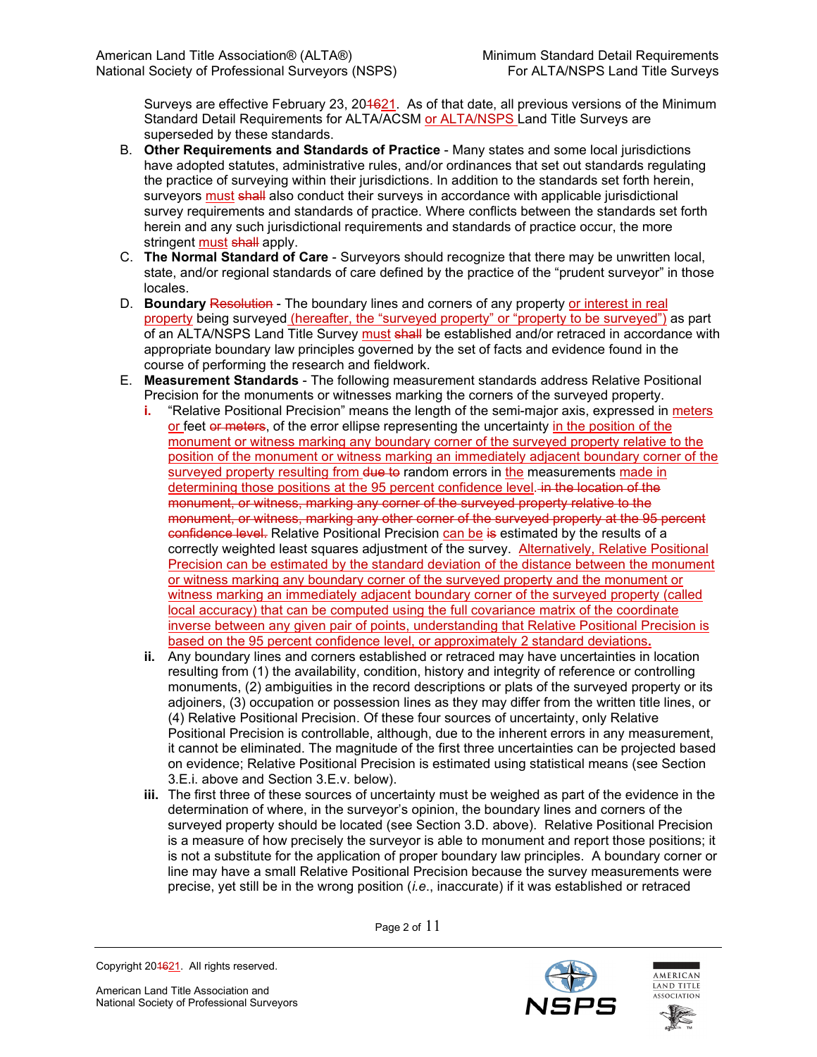Surveys are effective February 23, 201621. As of that date, all previous versions of the Minimum Standard Detail Requirements for ALTA/ACSM or ALTA/NSPS Land Title Surveys are superseded by these standards.

B. **Other Requirements and Standards of Practice** - Many states and some local jurisdictions have adopted statutes, administrative rules, and/or ordinances that set out standards regulating the practice of surveying within their jurisdictions. In addition to the standards set forth herein, surveyors must ~~shall~~ also conduct their surveys in accordance with applicable jurisdictional survey requirements and standards of practice. Where conflicts between the standards set forth herein and any such jurisdictional requirements and standards of practice occur, the more stringent must ~~shall~~ apply.

C. **The Normal Standard of Care** - Surveyors should recognize that there may be unwritten local, state, and/or regional standards of care defined by the practice of the "prudent surveyor" in those locales.

D. **Boundary** ~~Resolution~~ - The boundary lines and corners of any property or interest in real property being surveyed (hereafter, the "surveyed property" or "property to be surveyed") as part of an ALTA/NSPS Land Title Survey must ~~shall~~ be established and/or retraced in accordance with appropriate boundary law principles governed by the set of facts and evidence found in the course of performing the research and fieldwork.

E. **Measurement Standards** - The following measurement standards address Relative Positional Precision for the monuments or witnesses marking the corners of the surveyed property.

**i.** "Relative Positional Precision" means the length of the semi-major axis, expressed in meters or feet ~~or meters~~, of the error ellipse representing the uncertainty in the position of the monument or witness marking any boundary corner of the surveyed property relative to the position of the monument or witness marking an immediately adjacent boundary corner of the surveyed property resulting from ~~due to~~ random errors in the measurements made in determining those positions at the 95 percent confidence level. ~~in the location of the monument, or witness, marking any corner of the surveyed property relative to the monument, or witness, marking any other corner of the surveyed property at the 95 percent confidence level.~~ Relative Positional Precision can be ~~is~~ estimated by the results of a correctly weighted least squares adjustment of the survey. Alternatively, Relative Positional Precision can be estimated by the standard deviation of the distance between the monument or witness marking any boundary corner of the surveyed property and the monument or witness marking an immediately adjacent boundary corner of the surveyed property (called local accuracy) that can be computed using the full covariance matrix of the coordinate inverse between any given pair of points, understanding that Relative Positional Precision is based on the 95 percent confidence level, or approximately 2 standard deviations.

**ii.** Any boundary lines and corners established or retraced may have uncertainties in location resulting from (1) the availability, condition, history and integrity of reference or controlling monuments, (2) ambiguities in the record descriptions or plats of the surveyed property or its adjoiners, (3) occupation or possession lines as they may differ from the written title lines, or (4) Relative Positional Precision. Of these four sources of uncertainty, only Relative Positional Precision is controllable, although, due to the inherent errors in any measurement, it cannot be eliminated. The magnitude of the first three uncertainties can be projected based on evidence; Relative Positional Precision is estimated using statistical means (see Section 3.E.i. above and Section 3.E.v. below).

**iii.** The first three of these sources of uncertainty must be weighed as part of the evidence in the determination of where, in the surveyor's opinion, the boundary lines and corners of the surveyed property should be located (see Section 3.D. above). Relative Positional Precision is a measure of how precisely the surveyor is able to monument and report those positions; it is not a substitute for the application of proper boundary law principles. A boundary corner or line may have a small Relative Positional Precision because the survey measurements were precise, yet still be in the wrong position (*i.e.*, inaccurate) if it was established or retraced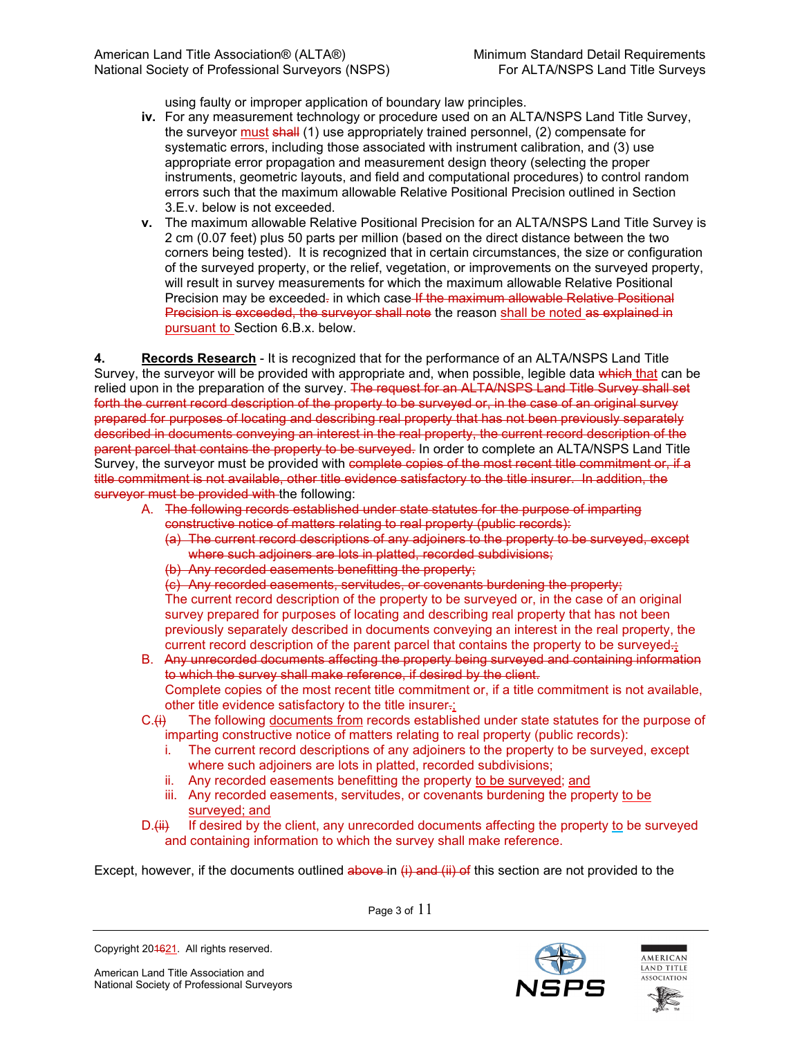using faulty or improper application of boundary law principles.

**iv.** For any measurement technology or procedure used on an ALTA/NSPS Land Title Survey, the surveyor must ~~shall~~ (1) use appropriately trained personnel, (2) compensate for systematic errors, including those associated with instrument calibration, and (3) use appropriate error propagation and measurement design theory (selecting the proper instruments, geometric layouts, and field and computational procedures) to control random errors such that the maximum allowable Relative Positional Precision outlined in Section 3.E.v. below is not exceeded.

**v.** The maximum allowable Relative Positional Precision for an ALTA/NSPS Land Title Survey is 2 cm (0.07 feet) plus 50 parts per million (based on the direct distance between the two corners being tested). It is recognized that in certain circumstances, the size or configuration of the surveyed property, or the relief, vegetation, or improvements on the surveyed property, will result in survey measurements for which the maximum allowable Relative Positional Precision may be exceeded~~.~~ in which case ~~If the maximum allowable Relative Positional Precision is exceeded, the surveyor shall note~~ the reason shall be noted ~~as explained in~~ pursuant to Section 6.B.x. below.

**4. Records Research** - It is recognized that for the performance of an ALTA/NSPS Land Title Survey, the surveyor will be provided with appropriate and, when possible, legible data ~~which~~ that can be relied upon in the preparation of the survey. ~~The request for an ALTA/NSPS Land Title Survey shall set forth the current record description of the property to be surveyed or, in the case of an original survey prepared for purposes of locating and describing real property that has not been previously separately described in documents conveying an interest in the real property, the current record description of the parent parcel that contains the property to be surveyed.~~ In order to complete an ALTA/NSPS Land Title Survey, the surveyor must be provided with ~~complete copies of the most recent title commitment or, if a title commitment is not available, other title evidence satisfactory to the title insurer. In addition, the surveyor must be provided with~~ the following:

A. ~~The following records established under state statutes for the purpose of imparting constructive notice of matters relating to real property (public records):~~
   ~~(a) The current record descriptions of any adjoiners to the property to be surveyed, except where such adjoiners are lots in platted, recorded subdivisions;~~
   ~~(b) Any recorded easements benefitting the property;~~
   ~~(c) Any recorded easements, servitudes, or covenants burdening the property;~~
   The current record description of the property to be surveyed or, in the case of an original survey prepared for purposes of locating and describing real property that has not been previously separately described in documents conveying an interest in the real property, the current record description of the parent parcel that contains the property to be surveyed~~.~~;

B. ~~Any unrecorded documents affecting the property being surveyed and containing information to which the survey shall make reference, if desired by the client.~~
   Complete copies of the most recent title commitment or, if a title commitment is not available, other title evidence satisfactory to the title insurer~~.~~;

C.~~(i)~~ The following documents from records established under state statutes for the purpose of imparting constructive notice of matters relating to real property (public records):
   i. The current record descriptions of any adjoiners to the property to be surveyed, except where such adjoiners are lots in platted, recorded subdivisions;
   ii. Any recorded easements benefitting the property to be surveyed; and
   iii. Any recorded easements, servitudes, or covenants burdening the property to be surveyed; and

D.~~(ii)~~ If desired by the client, any unrecorded documents affecting the property to be surveyed and containing information to which the survey shall make reference.

Except, however, if the documents outlined ~~above~~ in ~~(i) and (ii) of~~ this section are not provided to the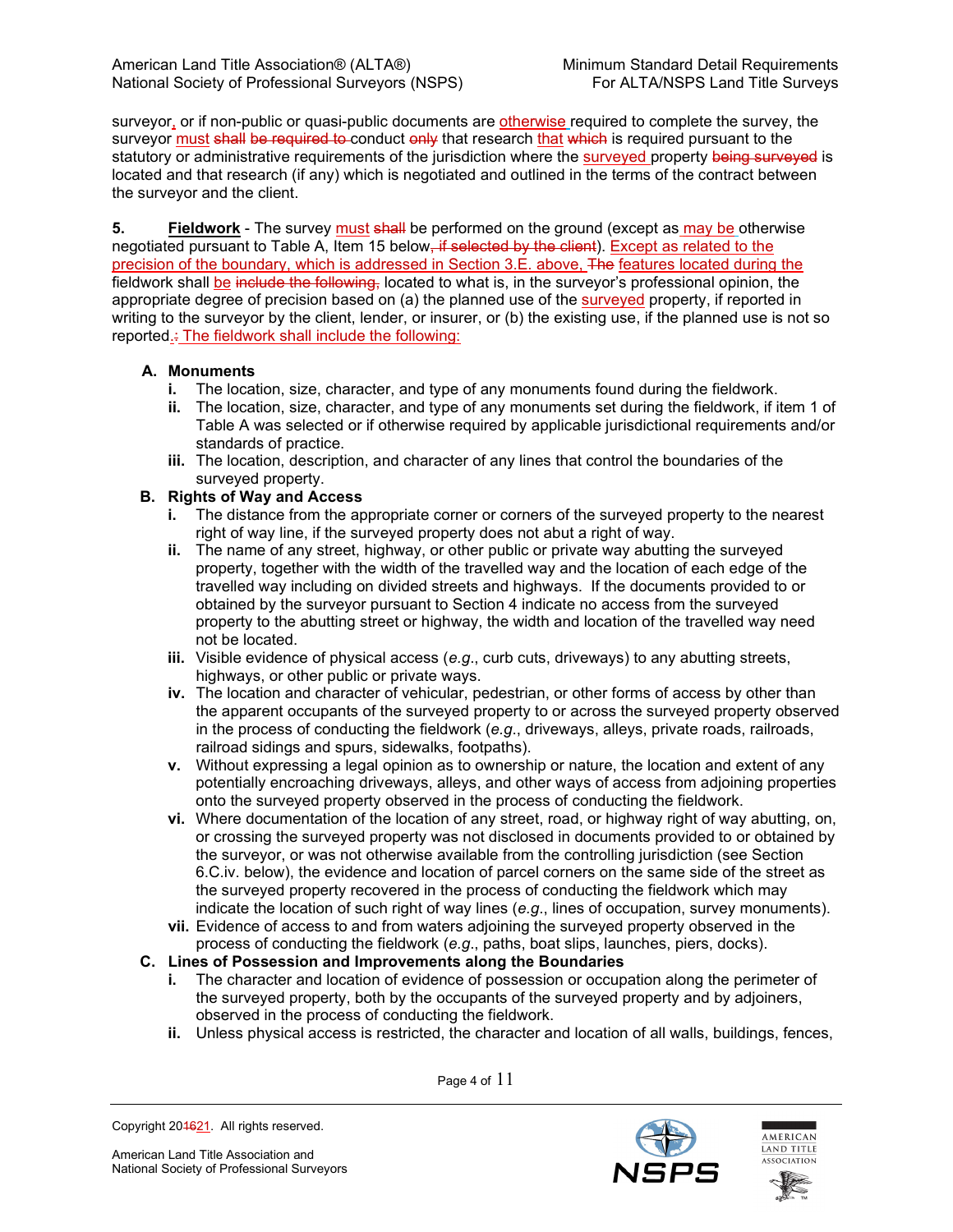surveyor, or if non-public or quasi-public documents are otherwise required to complete the survey, the surveyor must ~~shall be required to~~ conduct ~~only~~ that research that ~~which~~ is required pursuant to the statutory or administrative requirements of the jurisdiction where the surveyed property ~~being surveyed~~ is located and that research (if any) which is negotiated and outlined in the terms of the contract between the surveyor and the client.

**5. Fieldwork** - The survey must ~~shall~~ be performed on the ground (except as may be otherwise negotiated pursuant to Table A, Item 15 below~~, if selected by the client~~). Except as related to the precision of the boundary, which is addressed in Section 3.E. above, ~~The~~ the features located during the fieldwork shall be ~~include the following,~~ located to what is, in the surveyor's professional opinion, the appropriate degree of precision based on (a) the planned use of the surveyed property, if reported in writing to the surveyor by the client, lender, or insurer, or (b) the existing use, if the planned use is not so reported.~~:~~ The fieldwork shall include the following:

**A. Monuments**

- **i.** The location, size, character, and type of any monuments found during the fieldwork.
- **ii.** The location, size, character, and type of any monuments set during the fieldwork, if item 1 of Table A was selected or if otherwise required by applicable jurisdictional requirements and/or standards of practice.
- **iii.** The location, description, and character of any lines that control the boundaries of the surveyed property.

**B. Rights of Way and Access**

- **i.** The distance from the appropriate corner or corners of the surveyed property to the nearest right of way line, if the surveyed property does not abut a right of way.
- **ii.** The name of any street, highway, or other public or private way abutting the surveyed property, together with the width of the travelled way and the location of each edge of the travelled way including on divided streets and highways. If the documents provided to or obtained by the surveyor pursuant to Section 4 indicate no access from the surveyed property to the abutting street or highway, the width and location of the travelled way need not be located.
- **iii.** Visible evidence of physical access (*e.g.*, curb cuts, driveways) to any abutting streets, highways, or other public or private ways.
- **iv.** The location and character of vehicular, pedestrian, or other forms of access by other than the apparent occupants of the surveyed property to or across the surveyed property observed in the process of conducting the fieldwork (*e.g.*, driveways, alleys, private roads, railroads, railroad sidings and spurs, sidewalks, footpaths).
- **v.** Without expressing a legal opinion as to ownership or nature, the location and extent of any potentially encroaching driveways, alleys, and other ways of access from adjoining properties onto the surveyed property observed in the process of conducting the fieldwork.
- **vi.** Where documentation of the location of any street, road, or highway right of way abutting, on, or crossing the surveyed property was not disclosed in documents provided to or obtained by the surveyor, or was not otherwise available from the controlling jurisdiction (see Section 6.C.iv. below), the evidence and location of parcel corners on the same side of the street as the surveyed property recovered in the process of conducting the fieldwork which may indicate the location of such right of way lines (*e.g.*, lines of occupation, survey monuments).
- **vii.** Evidence of access to and from waters adjoining the surveyed property observed in the process of conducting the fieldwork (*e.g.*, paths, boat slips, launches, piers, docks).

**C. Lines of Possession and Improvements along the Boundaries**

- **i.** The character and location of evidence of possession or occupation along the perimeter of the surveyed property, both by the occupants of the surveyed property and by adjoiners, observed in the process of conducting the fieldwork.
- **ii.** Unless physical access is restricted, the character and location of all walls, buildings, fences,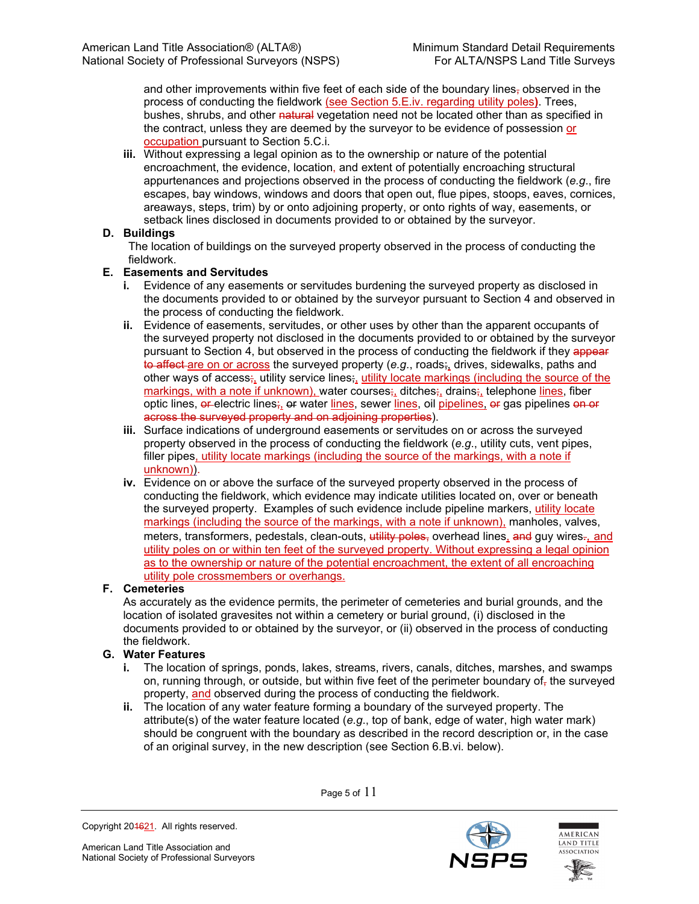and other improvements within five feet of each side of the boundary lines, observed in the process of conducting the fieldwork (see Section 5.E.iv. regarding utility poles). Trees, bushes, shrubs, and other natural vegetation need not be located other than as specified in the contract, unless they are deemed by the surveyor to be evidence of possession or occupation pursuant to Section 5.C.i.

**iii.** Without expressing a legal opinion as to the ownership or nature of the potential encroachment, the evidence, location, and extent of potentially encroaching structural appurtenances and projections observed in the process of conducting the fieldwork (*e.g.*, fire escapes, bay windows, windows and doors that open out, flue pipes, stoops, eaves, cornices, areaways, steps, trim) by or onto adjoining property, or onto rights of way, easements, or setback lines disclosed in documents provided to or obtained by the surveyor.

**D. Buildings**

The location of buildings on the surveyed property observed in the process of conducting the fieldwork.

**E. Easements and Servitudes**

**i.** Evidence of any easements or servitudes burdening the surveyed property as disclosed in the documents provided to or obtained by the surveyor pursuant to Section 4 and observed in the process of conducting the fieldwork.

**ii.** Evidence of easements, servitudes, or other uses by other than the apparent occupants of the surveyed property not disclosed in the documents provided to or obtained by the surveyor pursuant to Section 4, but observed in the process of conducting the fieldwork if they appear to affect are on or across the surveyed property (*e.g.*, roads;, drives, sidewalks, paths and other ways of access;, utility service lines;, utility locate markings (including the source of the markings, with a note if unknown), water courses;, ditches;, drains;, telephone lines, fiber optic lines, or electric lines;, or water lines, sewer lines, oil pipelines, or gas pipelines on or across the surveyed property and on adjoining properties).

**iii.** Surface indications of underground easements or servitudes on or across the surveyed property observed in the process of conducting the fieldwork (*e.g.*, utility cuts, vent pipes, filler pipes, utility locate markings (including the source of the markings, with a note if unknown)).

**iv.** Evidence on or above the surface of the surveyed property observed in the process of conducting the fieldwork, which evidence may indicate utilities located on, over or beneath the surveyed property. Examples of such evidence include pipeline markers, utility locate markings (including the source of the markings, with a note if unknown), manholes, valves, meters, transformers, pedestals, clean-outs, utility poles, overhead lines, and guy wires., and utility poles on or within ten feet of the surveyed property. Without expressing a legal opinion as to the ownership or nature of the potential encroachment, the extent of all encroaching utility pole crossmembers or overhangs.

**F. Cemeteries**

As accurately as the evidence permits, the perimeter of cemeteries and burial grounds, and the location of isolated gravesites not within a cemetery or burial ground, (i) disclosed in the documents provided to or obtained by the surveyor, or (ii) observed in the process of conducting the fieldwork.

**G. Water Features**

**i.** The location of springs, ponds, lakes, streams, rivers, canals, ditches, marshes, and swamps on, running through, or outside, but within five feet of the perimeter boundary of, the surveyed property, and observed during the process of conducting the fieldwork.

**ii.** The location of any water feature forming a boundary of the surveyed property. The attribute(s) of the water feature located (*e.g.*, top of bank, edge of water, high water mark) should be congruent with the boundary as described in the record description or, in the case of an original survey, in the new description (see Section 6.B.vi. below).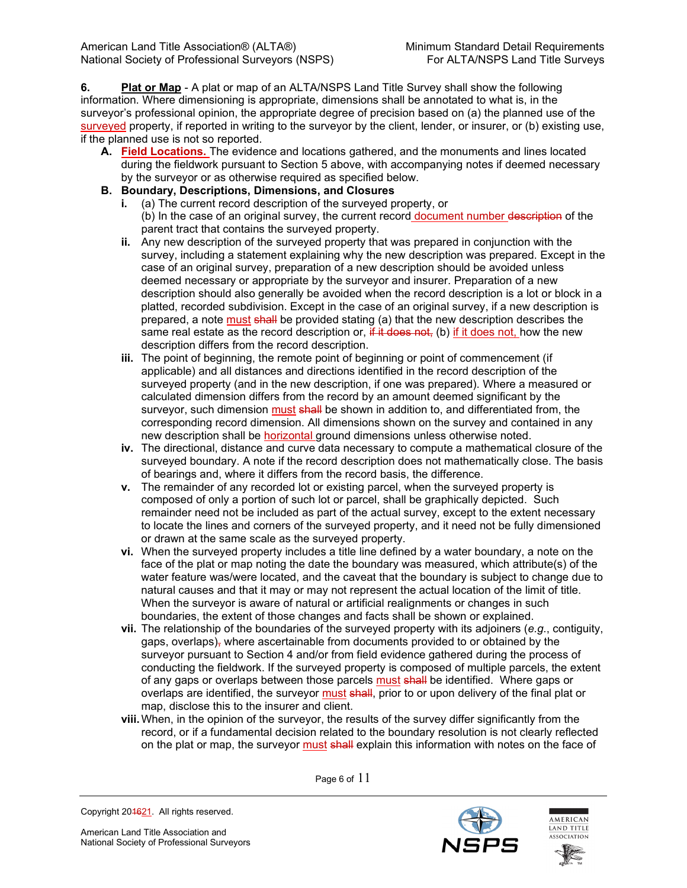**6. Plat or Map** - A plat or map of an ALTA/NSPS Land Title Survey shall show the following information. Where dimensioning is appropriate, dimensions shall be annotated to what is, in the surveyor's professional opinion, the appropriate degree of precision based on (a) the planned use of the surveyed property, if reported in writing to the surveyor by the client, lender, or insurer, or (b) existing use, if the planned use is not so reported.

**A. Field Locations.** The evidence and locations gathered, and the monuments and lines located during the fieldwork pursuant to Section 5 above, with accompanying notes if deemed necessary by the surveyor or as otherwise required as specified below.

**B. Boundary, Descriptions, Dimensions, and Closures**

**i.** (a) The current record description of the surveyed property, or
(b) In the case of an original survey, the current record document number ~~description~~ of the parent tract that contains the surveyed property.

**ii.** Any new description of the surveyed property that was prepared in conjunction with the survey, including a statement explaining why the new description was prepared. Except in the case of an original survey, preparation of a new description should be avoided unless deemed necessary or appropriate by the surveyor and insurer. Preparation of a new description should also generally be avoided when the record description is a lot or block in a platted, recorded subdivision. Except in the case of an original survey, if a new description is prepared, a note must ~~shall~~ be provided stating (a) that the new description describes the same real estate as the record description or, ~~if it does not,~~ (b) if it does not, how the new description differs from the record description.

**iii.** The point of beginning, the remote point of beginning or point of commencement (if applicable) and all distances and directions identified in the record description of the surveyed property (and in the new description, if one was prepared). Where a measured or calculated dimension differs from the record by an amount deemed significant by the surveyor, such dimension must ~~shall~~ be shown in addition to, and differentiated from, the corresponding record dimension. All dimensions shown on the survey and contained in any new description shall be horizontal ground dimensions unless otherwise noted.

**iv.** The directional, distance and curve data necessary to compute a mathematical closure of the surveyed boundary. A note if the record description does not mathematically close. The basis of bearings and, where it differs from the record basis, the difference.

**v.** The remainder of any recorded lot or existing parcel, when the surveyed property is composed of only a portion of such lot or parcel, shall be graphically depicted. Such remainder need not be included as part of the actual survey, except to the extent necessary to locate the lines and corners of the surveyed property, and it need not be fully dimensioned or drawn at the same scale as the surveyed property.

**vi.** When the surveyed property includes a title line defined by a water boundary, a note on the face of the plat or map noting the date the boundary was measured, which attribute(s) of the water feature was/were located, and the caveat that the boundary is subject to change due to natural causes and that it may or may not represent the actual location of the limit of title. When the surveyor is aware of natural or artificial realignments or changes in such boundaries, the extent of those changes and facts shall be shown or explained.

**vii.** The relationship of the boundaries of the surveyed property with its adjoiners (*e.g.*, contiguity, gaps, overlaps)~~,~~ where ascertainable from documents provided to or obtained by the surveyor pursuant to Section 4 and/or from field evidence gathered during the process of conducting the fieldwork. If the surveyed property is composed of multiple parcels, the extent of any gaps or overlaps between those parcels must ~~shall~~ be identified. Where gaps or overlaps are identified, the surveyor must ~~shall~~, prior to or upon delivery of the final plat or map, disclose this to the insurer and client.

**viii.** When, in the opinion of the surveyor, the results of the survey differ significantly from the record, or if a fundamental decision related to the boundary resolution is not clearly reflected on the plat or map, the surveyor must ~~shall~~ explain this information with notes on the face of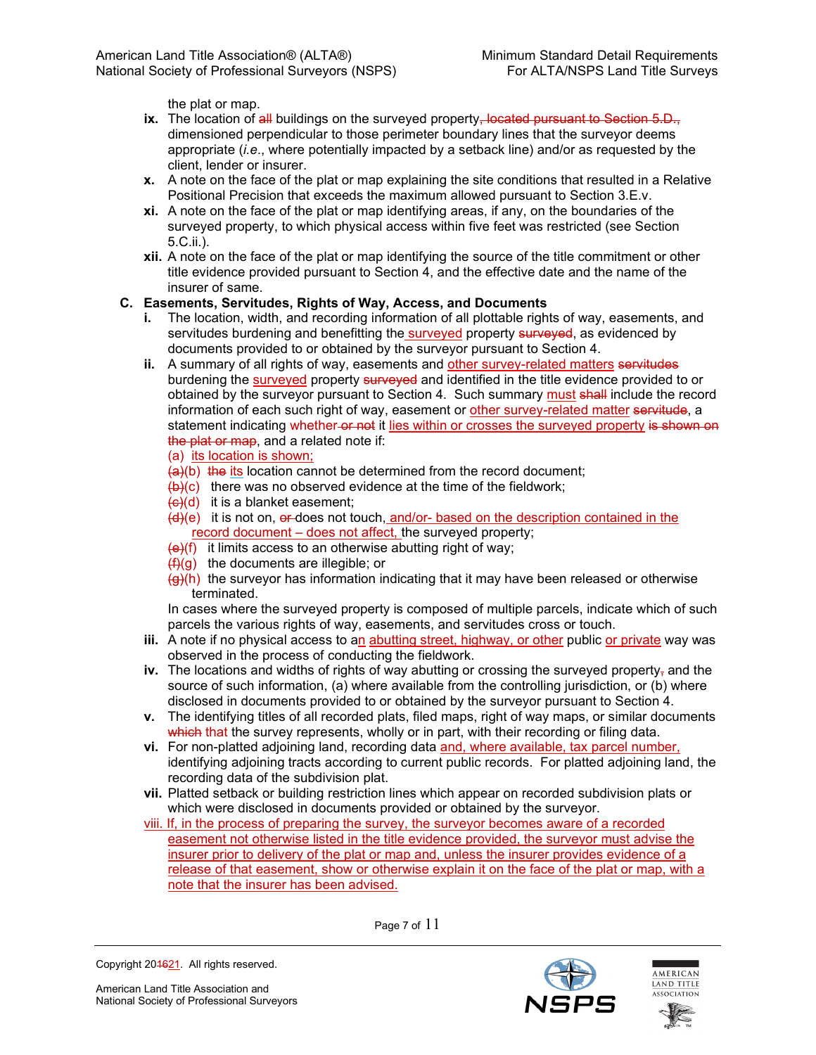the plat or map.

- **ix.** The location of ~~all~~ buildings on the surveyed property~~, located pursuant to Section 5.D.,~~ dimensioned perpendicular to those perimeter boundary lines that the surveyor deems appropriate (*i.e.*, where potentially impacted by a setback line) and/or as requested by the client, lender or insurer.
- **x.** A note on the face of the plat or map explaining the site conditions that resulted in a Relative Positional Precision that exceeds the maximum allowed pursuant to Section 3.E.v.
- **xi.** A note on the face of the plat or map identifying areas, if any, on the boundaries of the surveyed property, to which physical access within five feet was restricted (see Section 5.C.ii.).
- **xii.** A note on the face of the plat or map identifying the source of the title commitment or other title evidence provided pursuant to Section 4, and the effective date and the name of the insurer of same.

**C. Easements, Servitudes, Rights of Way, Access, and Documents**

- **i.** The location, width, and recording information of all plottable rights of way, easements, and servitudes burdening and benefitting the surveyed property ~~surveyed~~, as evidenced by documents provided to or obtained by the surveyor pursuant to Section 4.
- **ii.** A summary of all rights of way, easements and other survey-related matters ~~servitudes~~ burdening the surveyed property ~~surveyed~~ and identified in the title evidence provided to or obtained by the surveyor pursuant to Section 4. Such summary must ~~shall~~ include the record information of each such right of way, easement or other survey-related matter ~~servitude~~, a statement indicating whether ~~or not~~ it lies within or crosses the surveyed property ~~is shown on the plat or map~~, and a related note if:
  - (a) its location is shown;
  - ~~(a)~~(b) ~~the~~ its location cannot be determined from the record document;
  - ~~(b)~~(c) there was no observed evidence at the time of the fieldwork;
  - ~~(c)~~(d) it is a blanket easement;
  - ~~(d)~~(e) it is not on, ~~or~~ does not touch, and/or- based on the description contained in the record document – does not affect, the surveyed property;
  - ~~(e)~~(f) it limits access to an otherwise abutting right of way;
  - ~~(f)~~(g) the documents are illegible; or
  - ~~(g)~~(h) the surveyor has information indicating that it may have been released or otherwise terminated.

  In cases where the surveyed property is composed of multiple parcels, indicate which of such parcels the various rights of way, easements, and servitudes cross or touch.
- **iii.** A note if no physical access to an abutting street, highway, or other public or private way was observed in the process of conducting the fieldwork.
- **iv.** The locations and widths of rights of way abutting or crossing the surveyed property~~,~~ and the source of such information, (a) where available from the controlling jurisdiction, or (b) where disclosed in documents provided to or obtained by the surveyor pursuant to Section 4.
- **v.** The identifying titles of all recorded plats, filed maps, right of way maps, or similar documents ~~which~~ that the survey represents, wholly or in part, with their recording or filing data.
- **vi.** For non-platted adjoining land, recording data and, where available, tax parcel number, identifying adjoining tracts according to current public records. For platted adjoining land, the recording data of the subdivision plat.
- **vii.** Platted setback or building restriction lines which appear on recorded subdivision plats or which were disclosed in documents provided or obtained by the surveyor.
- viii. If, in the process of preparing the survey, the surveyor becomes aware of a recorded easement not otherwise listed in the title evidence provided, the surveyor must advise the insurer prior to delivery of the plat or map and, unless the insurer provides evidence of a release of that easement, show or otherwise explain it on the face of the plat or map, with a note that the insurer has been advised.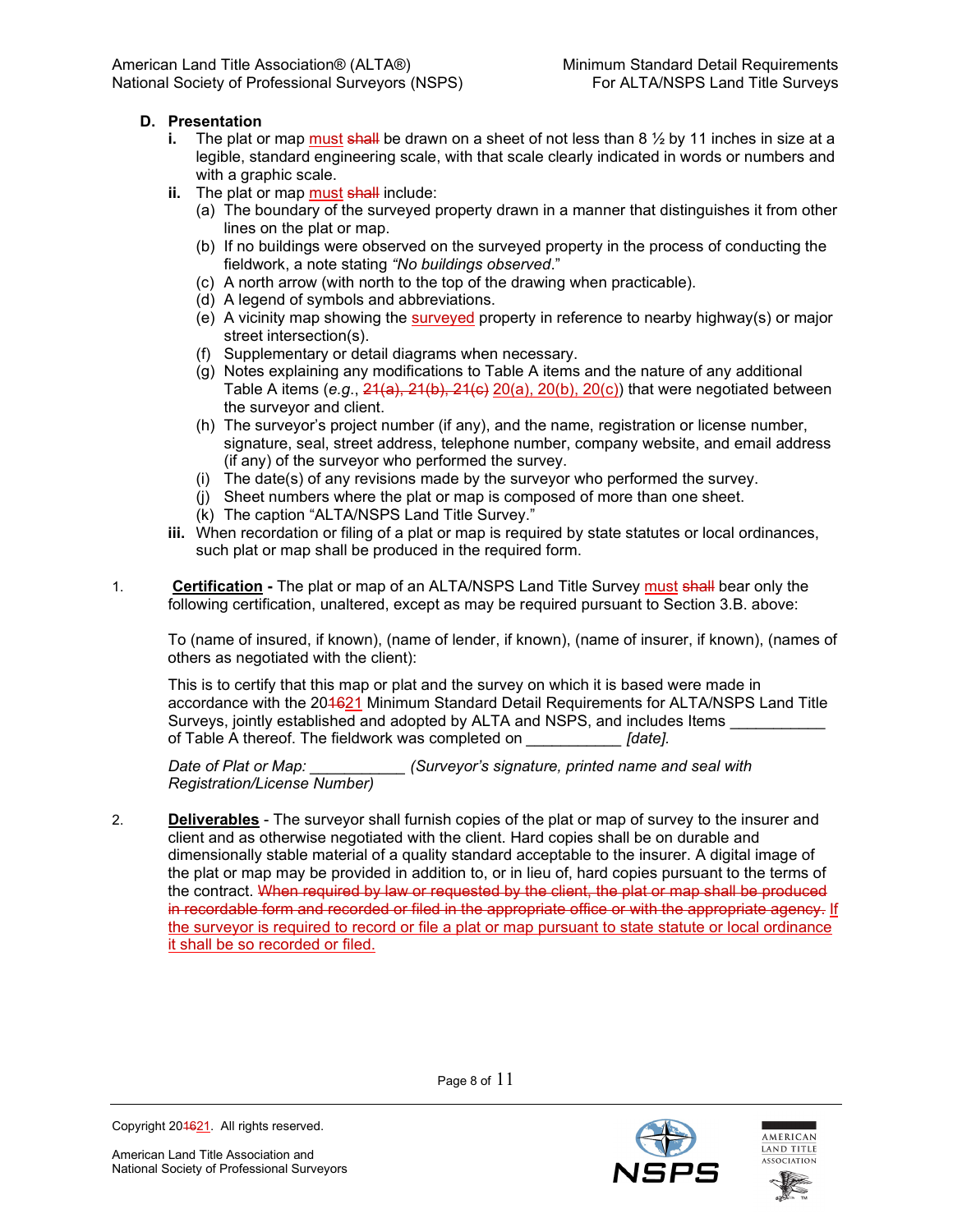**D. Presentation**

**i.** The plat or map must ~~shall~~ be drawn on a sheet of not less than 8 ½ by 11 inches in size at a legible, standard engineering scale, with that scale clearly indicated in words or numbers and with a graphic scale.

**ii.** The plat or map must ~~shall~~ include:

(a) The boundary of the surveyed property drawn in a manner that distinguishes it from other lines on the plat or map.

(b) If no buildings were observed on the surveyed property in the process of conducting the fieldwork, a note stating *"No buildings observed*."

(c) A north arrow (with north to the top of the drawing when practicable).

(d) A legend of symbols and abbreviations.

(e) A vicinity map showing the surveyed property in reference to nearby highway(s) or major street intersection(s).

(f) Supplementary or detail diagrams when necessary.

(g) Notes explaining any modifications to Table A items and the nature of any additional Table A items (*e.g.*, ~~21(a), 21(b), 21(c)~~ 20(a), 20(b), 20(c)) that were negotiated between the surveyor and client.

(h) The surveyor's project number (if any), and the name, registration or license number, signature, seal, street address, telephone number, company website, and email address (if any) of the surveyor who performed the survey.

(i) The date(s) of any revisions made by the surveyor who performed the survey.

(j) Sheet numbers where the plat or map is composed of more than one sheet.

(k) The caption "ALTA/NSPS Land Title Survey."

**iii.** When recordation or filing of a plat or map is required by state statutes or local ordinances, such plat or map shall be produced in the required form.

1. **Certification** - The plat or map of an ALTA/NSPS Land Title Survey must ~~shall~~ bear only the following certification, unaltered, except as may be required pursuant to Section 3.B. above:

To (name of insured, if known), (name of lender, if known), (name of insurer, if known), (names of others as negotiated with the client):

This is to certify that this map or plat and the survey on which it is based were made in accordance with the 20~~16~~21 Minimum Standard Detail Requirements for ALTA/NSPS Land Title Surveys, jointly established and adopted by ALTA and NSPS, and includes Items ___________ of Table A thereof. The fieldwork was completed on ___________ *[date].*

*Date of Plat or Map:* ___________ *(Surveyor's signature, printed name and seal with Registration/License Number)*

2. **Deliverables** - The surveyor shall furnish copies of the plat or map of survey to the insurer and client and as otherwise negotiated with the client. Hard copies shall be on durable and dimensionally stable material of a quality standard acceptable to the insurer. A digital image of the plat or map may be provided in addition to, or in lieu of, hard copies pursuant to the terms of the contract. ~~When required by law or requested by the client, the plat or map shall be produced in recordable form and recorded or filed in the appropriate office or with the appropriate agency.~~ If the surveyor is required to record or file a plat or map pursuant to state statute or local ordinance it shall be so recorded or filed.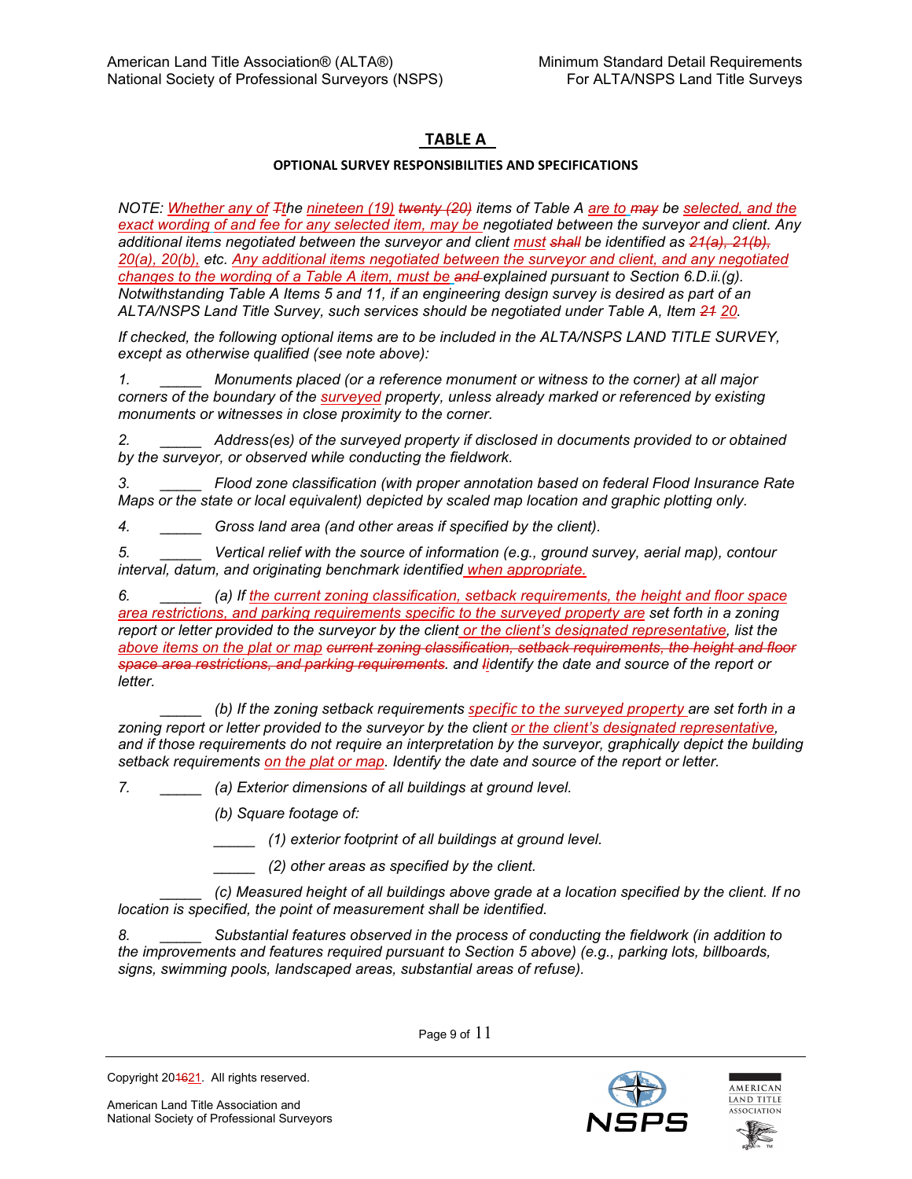# TABLE A

**OPTIONAL SURVEY RESPONSIBILITIES AND SPECIFICATIONS**

*NOTE: Whether any of Tthe nineteen (19) twenty (20) items of Table A are to may be selected, and the exact wording of and fee for any selected item, may be negotiated between the surveyor and client. Any additional items negotiated between the surveyor and client must shall be identified as 21(a), 21(b), 20(a), 20(b), etc. Any additional items negotiated between the surveyor and client, and any negotiated changes to the wording of a Table A item, must be and explained pursuant to Section 6.D.ii.(g). Notwithstanding Table A Items 5 and 11, if an engineering design survey is desired as part of an ALTA/NSPS Land Title Survey, such services should be negotiated under Table A, Item 21 20.*

*If checked, the following optional items are to be included in the ALTA/NSPS LAND TITLE SURVEY, except as otherwise qualified (see note above):*

*1. _____ Monuments placed (or a reference monument or witness to the corner) at all major corners of the boundary of the surveyed property, unless already marked or referenced by existing monuments or witnesses in close proximity to the corner.*

*2. _____ Address(es) of the surveyed property if disclosed in documents provided to or obtained by the surveyor, or observed while conducting the fieldwork.*

*3. _____ Flood zone classification (with proper annotation based on federal Flood Insurance Rate Maps or the state or local equivalent) depicted by scaled map location and graphic plotting only.*

*4. _____ Gross land area (and other areas if specified by the client).*

*5. _____ Vertical relief with the source of information (e.g., ground survey, aerial map), contour interval, datum, and originating benchmark identified when appropriate.*

*6. _____ (a) If the current zoning classification, setback requirements, the height and floor space area restrictions, and parking requirements specific to the surveyed property are set forth in a zoning report or letter provided to the surveyor by the client or the client's designated representative, list the above items on the plat or map current zoning classification, setback requirements, the height and floor space area restrictions, and parking requirements. and Iidentify the date and source of the report or letter.*

*_____ (b) If the zoning setback requirements specific to the surveyed property are set forth in a zoning report or letter provided to the surveyor by the client or the client's designated representative, and if those requirements do not require an interpretation by the surveyor, graphically depict the building setback requirements on the plat or map. Identify the date and source of the report or letter.*

*7. _____ (a) Exterior dimensions of all buildings at ground level.*

*(b) Square footage of:*

*_____ (1) exterior footprint of all buildings at ground level.*

*_____ (2) other areas as specified by the client.*

*_____ (c) Measured height of all buildings above grade at a location specified by the client. If no location is specified, the point of measurement shall be identified.*

*8. _____ Substantial features observed in the process of conducting the fieldwork (in addition to the improvements and features required pursuant to Section 5 above) (e.g., parking lots, billboards, signs, swimming pools, landscaped areas, substantial areas of refuse).*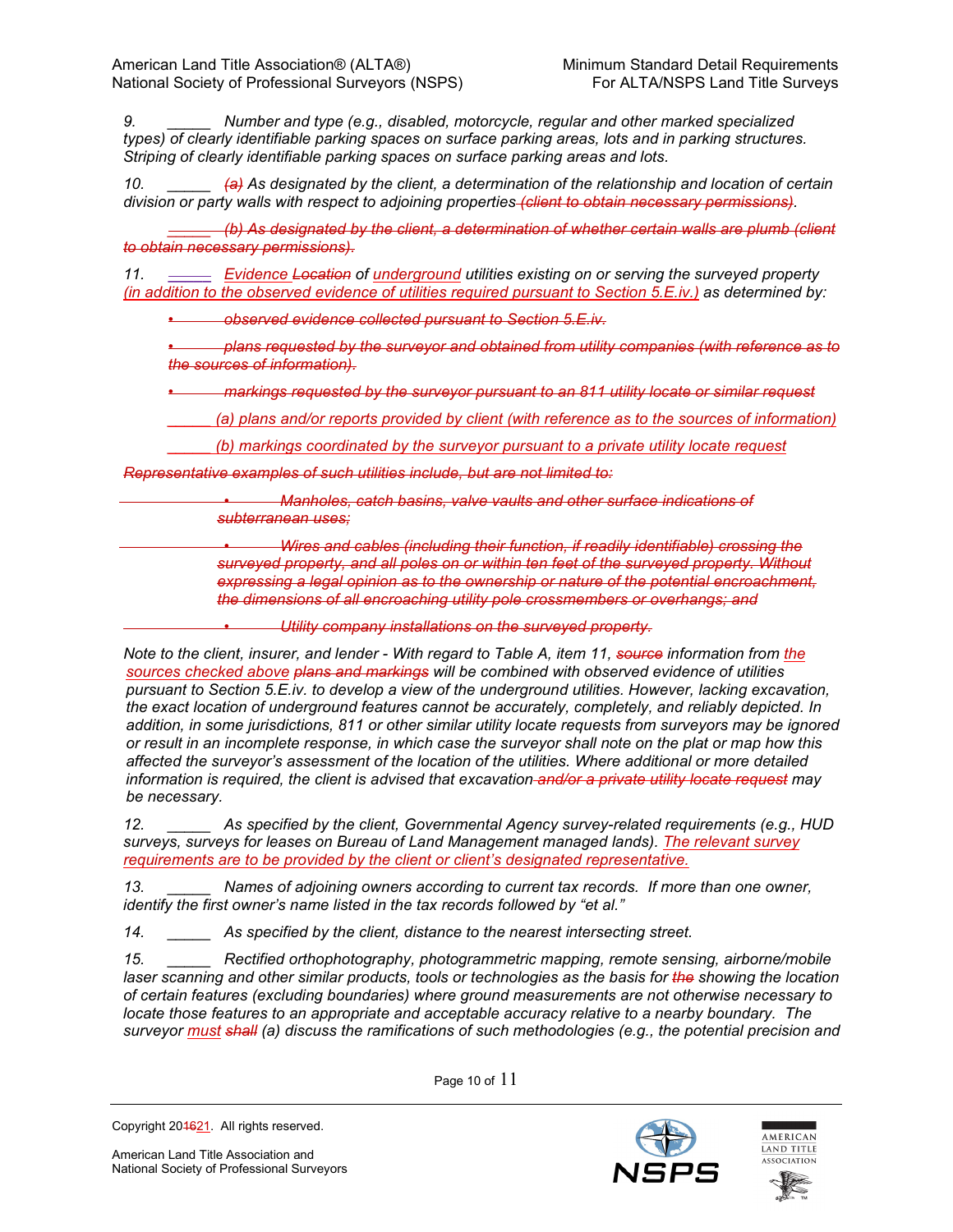9. _____ Number and type (e.g., disabled, motorcycle, regular and other marked specialized types) of clearly identifiable parking spaces on surface parking areas, lots and in parking structures. Striping of clearly identifiable parking spaces on surface parking areas and lots.

10. _____ ~~(a)~~ As designated by the client, a determination of the relationship and location of certain division or party walls with respect to adjoining properties ~~(client to obtain necessary permissions)~~.

~~_____ (b) As designated by the client, a determination of whether certain walls are plumb (client to obtain necessary permissions).~~

11. _____ Evidence ~~Location~~ of underground utilities existing on or serving the surveyed property (in addition to the observed evidence of utilities required pursuant to Section 5.E.iv.) as determined by:

- ~~observed evidence collected pursuant to Section 5.E.iv.~~
- ~~plans requested by the surveyor and obtained from utility companies (with reference as to the sources of information).~~
- ~~markings requested by the surveyor pursuant to an 811 utility locate or similar request~~

_____ (a) plans and/or reports provided by client (with reference as to the sources of information)

_____ (b) markings coordinated by the surveyor pursuant to a private utility locate request

~~Representative examples of such utilities include, but are not limited to:~~

- ~~Manholes, catch basins, valve vaults and other surface indications of subterranean uses;~~
- ~~Wires and cables (including their function, if readily identifiable) crossing the surveyed property, and all poles on or within ten feet of the surveyed property. Without expressing a legal opinion as to the ownership or nature of the potential encroachment, the dimensions of all encroaching utility pole crossmembers or overhangs; and~~
- ~~Utility company installations on the surveyed property.~~

*Note to the client, insurer, and lender - With regard to Table A, item 11, ~~source~~ information from the sources checked above ~~plans and markings~~ will be combined with observed evidence of utilities pursuant to Section 5.E.iv. to develop a view of the underground utilities. However, lacking excavation, the exact location of underground features cannot be accurately, completely, and reliably depicted. In addition, in some jurisdictions, 811 or other similar utility locate requests from surveyors may be ignored or result in an incomplete response, in which case the surveyor shall note on the plat or map how this affected the surveyor's assessment of the location of the utilities. Where additional or more detailed information is required, the client is advised that excavation ~~and/or a private utility locate request~~ may be necessary.*

12. _____ As specified by the client, Governmental Agency survey-related requirements (e.g., HUD surveys, surveys for leases on Bureau of Land Management managed lands). The relevant survey requirements are to be provided by the client or client's designated representative.

13. _____ Names of adjoining owners according to current tax records. If more than one owner, identify the first owner's name listed in the tax records followed by "et al."

14. _____ As specified by the client, distance to the nearest intersecting street.

15. _____ Rectified orthophotography, photogrammetric mapping, remote sensing, airborne/mobile laser scanning and other similar products, tools or technologies as the basis for ~~the~~ showing the location of certain features (excluding boundaries) where ground measurements are not otherwise necessary to locate those features to an appropriate and acceptable accuracy relative to a nearby boundary. The surveyor must ~~shall~~ (a) discuss the ramifications of such methodologies (e.g., the potential precision and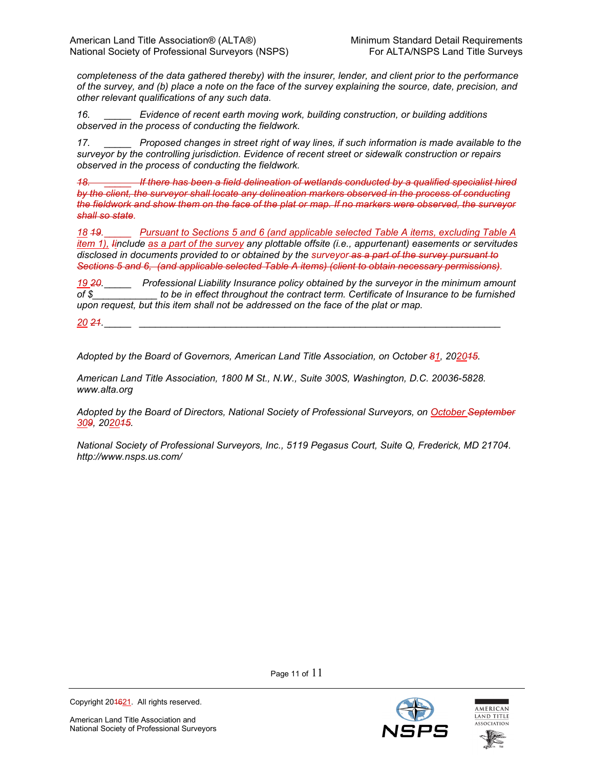*completeness of the data gathered thereby) with the insurer, lender, and client prior to the performance of the survey, and (b) place a note on the face of the survey explaining the source, date, precision, and other relevant qualifications of any such data.*

*16. _____ Evidence of recent earth moving work, building construction, or building additions observed in the process of conducting the fieldwork.*

*17. _____ Proposed changes in street right of way lines, if such information is made available to the surveyor by the controlling jurisdiction. Evidence of recent street or sidewalk construction or repairs observed in the process of conducting the fieldwork.*

*~~18. _____ If there has been a field delineation of wetlands conducted by a qualified specialist hired by the client, the surveyor shall locate any delineation markers observed in the process of conducting the fieldwork and show them on the face of the plat or map. If no markers were observed, the surveyor shall so state.~~*

*18 ~~19~~. _____ Pursuant to Sections 5 and 6 (and applicable selected Table A items, excluding Table A item 1), ~~I~~include as a part of the survey any plottable offsite (i.e., appurtenant) easements or servitudes disclosed in documents provided to or obtained by the surveyor ~~as a part of the survey pursuant to Sections 5 and 6, (and applicable selected Table A items) (client to obtain necessary permissions)~~.*

*19 ~~20~~. _____ Professional Liability Insurance policy obtained by the surveyor in the minimum amount of $____________ to be in effect throughout the contract term. Certificate of Insurance to be furnished upon request, but this item shall not be addressed on the face of the plat or map.*

*20 ~~21~~. _____ ______________________________________________________________________*

*Adopted by the Board of Governors, American Land Title Association, on October ~~8~~1, 20~~15~~20.*

*American Land Title Association, 1800 M St., N.W., Suite 300S, Washington, D.C. 20036-5828. www.alta.org*

*Adopted by the Board of Directors, National Society of Professional Surveyors, on October ~~September~~ 30~~9~~, 20~~15~~20.*

*National Society of Professional Surveyors, Inc., 5119 Pegasus Court, Suite Q, Frederick, MD 21704. http://www.nsps.us.com/*

Copyright 20~~16~~21. All rights reserved.

American Land Title Association and National Society of Professional Surveyors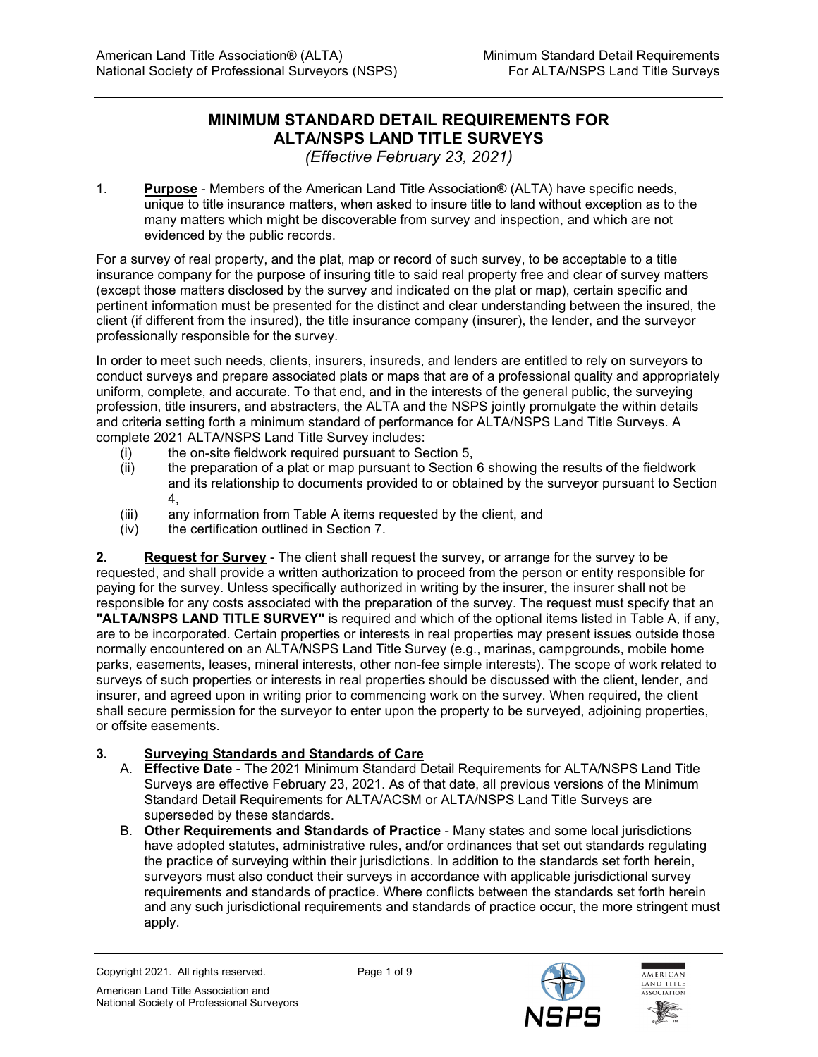# MINIMUM STANDARD DETAIL REQUIREMENTS FOR ALTA/NSPS LAND TITLE SURVEYS

*(Effective February 23, 2021)*

1. **Purpose** - Members of the American Land Title Association® (ALTA) have specific needs, unique to title insurance matters, when asked to insure title to land without exception as to the many matters which might be discoverable from survey and inspection, and which are not evidenced by the public records.

For a survey of real property, and the plat, map or record of such survey, to be acceptable to a title insurance company for the purpose of insuring title to said real property free and clear of survey matters (except those matters disclosed by the survey and indicated on the plat or map), certain specific and pertinent information must be presented for the distinct and clear understanding between the insured, the client (if different from the insured), the title insurance company (insurer), the lender, and the surveyor professionally responsible for the survey.

In order to meet such needs, clients, insurers, insureds, and lenders are entitled to rely on surveyors to conduct surveys and prepare associated plats or maps that are of a professional quality and appropriately uniform, complete, and accurate. To that end, and in the interests of the general public, the surveying profession, title insurers, and abstracters, the ALTA and the NSPS jointly promulgate the within details and criteria setting forth a minimum standard of performance for ALTA/NSPS Land Title Surveys. A complete 2021 ALTA/NSPS Land Title Survey includes:

(i) the on-site fieldwork required pursuant to Section 5,
(ii) the preparation of a plat or map pursuant to Section 6 showing the results of the fieldwork and its relationship to documents provided to or obtained by the surveyor pursuant to Section 4,
(iii) any information from Table A items requested by the client, and
(iv) the certification outlined in Section 7.

**2. Request for Survey** - The client shall request the survey, or arrange for the survey to be requested, and shall provide a written authorization to proceed from the person or entity responsible for paying for the survey. Unless specifically authorized in writing by the insurer, the insurer shall not be responsible for any costs associated with the preparation of the survey. The request must specify that an **"ALTA/NSPS LAND TITLE SURVEY"** is required and which of the optional items listed in Table A, if any, are to be incorporated. Certain properties or interests in real properties may present issues outside those normally encountered on an ALTA/NSPS Land Title Survey (e.g., marinas, campgrounds, mobile home parks, easements, leases, mineral interests, other non-fee simple interests). The scope of work related to surveys of such properties or interests in real properties should be discussed with the client, lender, and insurer, and agreed upon in writing prior to commencing work on the survey. When required, the client shall secure permission for the surveyor to enter upon the property to be surveyed, adjoining properties, or offsite easements.

**3. Surveying Standards and Standards of Care**

A. **Effective Date** - The 2021 Minimum Standard Detail Requirements for ALTA/NSPS Land Title Surveys are effective February 23, 2021. As of that date, all previous versions of the Minimum Standard Detail Requirements for ALTA/ACSM or ALTA/NSPS Land Title Surveys are superseded by these standards.

B. **Other Requirements and Standards of Practice** - Many states and some local jurisdictions have adopted statutes, administrative rules, and/or ordinances that set out standards regulating the practice of surveying within their jurisdictions. In addition to the standards set forth herein, surveyors must also conduct their surveys in accordance with applicable jurisdictional survey requirements and standards of practice. Where conflicts between the standards set forth herein and any such jurisdictional requirements and standards of practice occur, the more stringent must apply.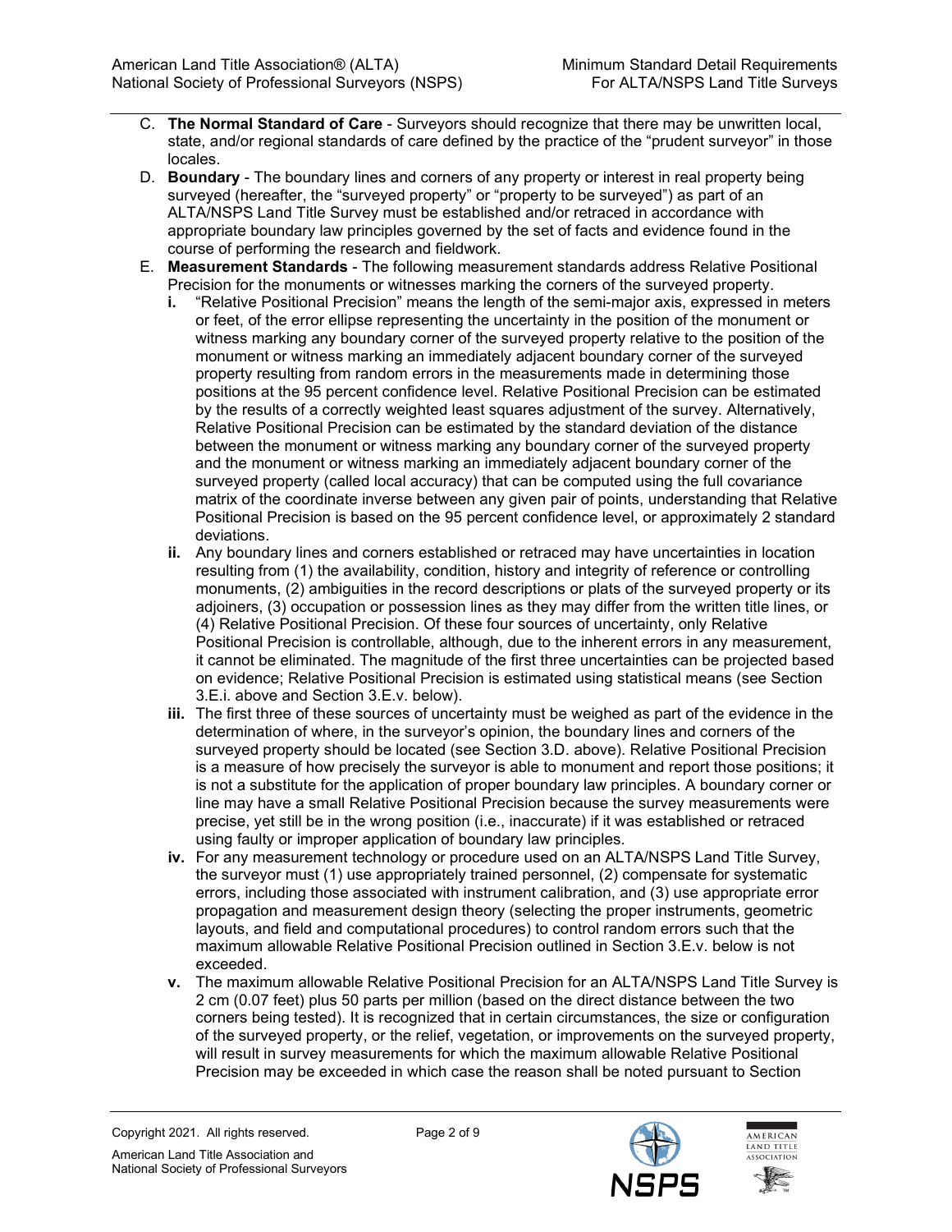C. **The Normal Standard of Care** - Surveyors should recognize that there may be unwritten local, state, and/or regional standards of care defined by the practice of the "prudent surveyor" in those locales.

D. **Boundary** - The boundary lines and corners of any property or interest in real property being surveyed (hereafter, the "surveyed property" or "property to be surveyed") as part of an ALTA/NSPS Land Title Survey must be established and/or retraced in accordance with appropriate boundary law principles governed by the set of facts and evidence found in the course of performing the research and fieldwork.

E. **Measurement Standards** - The following measurement standards address Relative Positional Precision for the monuments or witnesses marking the corners of the surveyed property.

   **i.** "Relative Positional Precision" means the length of the semi-major axis, expressed in meters or feet, of the error ellipse representing the uncertainty in the position of the monument or witness marking any boundary corner of the surveyed property relative to the position of the monument or witness marking an immediately adjacent boundary corner of the surveyed property resulting from random errors in the measurements made in determining those positions at the 95 percent confidence level. Relative Positional Precision can be estimated by the results of a correctly weighted least squares adjustment of the survey. Alternatively, Relative Positional Precision can be estimated by the standard deviation of the distance between the monument or witness marking any boundary corner of the surveyed property and the monument or witness marking an immediately adjacent boundary corner of the surveyed property (called local accuracy) that can be computed using the full covariance matrix of the coordinate inverse between any given pair of points, understanding that Relative Positional Precision is based on the 95 percent confidence level, or approximately 2 standard deviations.

   **ii.** Any boundary lines and corners established or retraced may have uncertainties in location resulting from (1) the availability, condition, history and integrity of reference or controlling monuments, (2) ambiguities in the record descriptions or plats of the surveyed property or its adjoiners, (3) occupation or possession lines as they may differ from the written title lines, or (4) Relative Positional Precision. Of these four sources of uncertainty, only Relative Positional Precision is controllable, although, due to the inherent errors in any measurement, it cannot be eliminated. The magnitude of the first three uncertainties can be projected based on evidence; Relative Positional Precision is estimated using statistical means (see Section 3.E.i. above and Section 3.E.v. below).

   **iii.** The first three of these sources of uncertainty must be weighed as part of the evidence in the determination of where, in the surveyor's opinion, the boundary lines and corners of the surveyed property should be located (see Section 3.D. above). Relative Positional Precision is a measure of how precisely the surveyor is able to monument and report those positions; it is not a substitute for the application of proper boundary law principles. A boundary corner or line may have a small Relative Positional Precision because the survey measurements were precise, yet still be in the wrong position (i.e., inaccurate) if it was established or retraced using faulty or improper application of boundary law principles.

   **iv.** For any measurement technology or procedure used on an ALTA/NSPS Land Title Survey, the surveyor must (1) use appropriately trained personnel, (2) compensate for systematic errors, including those associated with instrument calibration, and (3) use appropriate error propagation and measurement design theory (selecting the proper instruments, geometric layouts, and field and computational procedures) to control random errors such that the maximum allowable Relative Positional Precision outlined in Section 3.E.v. below is not exceeded.

   **v.** The maximum allowable Relative Positional Precision for an ALTA/NSPS Land Title Survey is 2 cm (0.07 feet) plus 50 parts per million (based on the direct distance between the two corners being tested). It is recognized that in certain circumstances, the size or configuration of the surveyed property, or the relief, vegetation, or improvements on the surveyed property, will result in survey measurements for which the maximum allowable Relative Positional Precision may be exceeded in which case the reason shall be noted pursuant to Section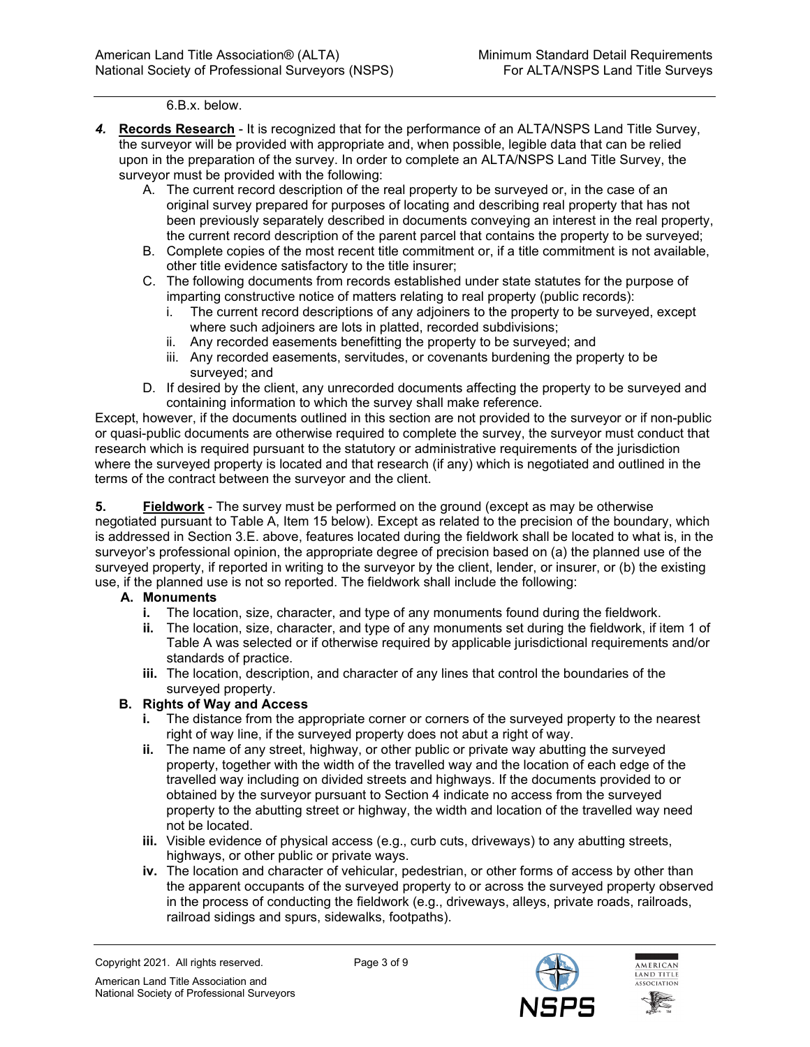6.B.x. below.

***4.*** **Records Research** - It is recognized that for the performance of an ALTA/NSPS Land Title Survey, the surveyor will be provided with appropriate and, when possible, legible data that can be relied upon in the preparation of the survey. In order to complete an ALTA/NSPS Land Title Survey, the surveyor must be provided with the following:

A. The current record description of the real property to be surveyed or, in the case of an original survey prepared for purposes of locating and describing real property that has not been previously separately described in documents conveying an interest in the real property, the current record description of the parent parcel that contains the property to be surveyed;

B. Complete copies of the most recent title commitment or, if a title commitment is not available, other title evidence satisfactory to the title insurer;

C. The following documents from records established under state statutes for the purpose of imparting constructive notice of matters relating to real property (public records):
   - i. The current record descriptions of any adjoiners to the property to be surveyed, except where such adjoiners are lots in platted, recorded subdivisions;
   - ii. Any recorded easements benefitting the property to be surveyed; and
   - iii. Any recorded easements, servitudes, or covenants burdening the property to be surveyed; and

D. If desired by the client, any unrecorded documents affecting the property to be surveyed and containing information to which the survey shall make reference.

Except, however, if the documents outlined in this section are not provided to the surveyor or if non-public or quasi-public documents are otherwise required to complete the survey, the surveyor must conduct that research which is required pursuant to the statutory or administrative requirements of the jurisdiction where the surveyed property is located and that research (if any) which is negotiated and outlined in the terms of the contract between the surveyor and the client.

**5.** **Fieldwork** - The survey must be performed on the ground (except as may be otherwise negotiated pursuant to Table A, Item 15 below). Except as related to the precision of the boundary, which is addressed in Section 3.E. above, features located during the fieldwork shall be located to what is, in the surveyor's professional opinion, the appropriate degree of precision based on (a) the planned use of the surveyed property, if reported in writing to the surveyor by the client, lender, or insurer, or (b) the existing use, if the planned use is not so reported. The fieldwork shall include the following:

**A. Monuments**

- **i.** The location, size, character, and type of any monuments found during the fieldwork.
- **ii.** The location, size, character, and type of any monuments set during the fieldwork, if item 1 of Table A was selected or if otherwise required by applicable jurisdictional requirements and/or standards of practice.
- **iii.** The location, description, and character of any lines that control the boundaries of the surveyed property.

**B. Rights of Way and Access**

- **i.** The distance from the appropriate corner or corners of the surveyed property to the nearest right of way line, if the surveyed property does not abut a right of way.
- **ii.** The name of any street, highway, or other public or private way abutting the surveyed property, together with the width of the travelled way and the location of each edge of the travelled way including on divided streets and highways. If the documents provided to or obtained by the surveyor pursuant to Section 4 indicate no access from the surveyed property to the abutting street or highway, the width and location of the travelled way need not be located.
- **iii.** Visible evidence of physical access (e.g., curb cuts, driveways) to any abutting streets, highways, or other public or private ways.
- **iv.** The location and character of vehicular, pedestrian, or other forms of access by other than the apparent occupants of the surveyed property to or across the surveyed property observed in the process of conducting the fieldwork (e.g., driveways, alleys, private roads, railroads, railroad sidings and spurs, sidewalks, footpaths).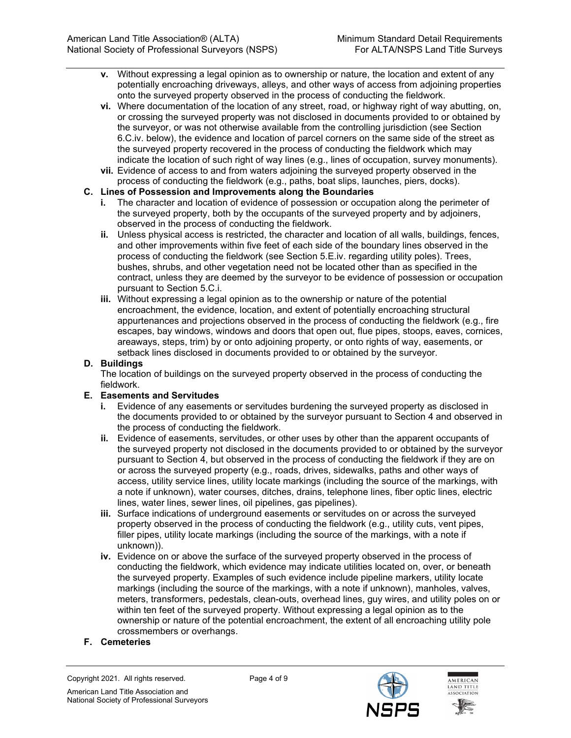- **v.** Without expressing a legal opinion as to ownership or nature, the location and extent of any potentially encroaching driveways, alleys, and other ways of access from adjoining properties onto the surveyed property observed in the process of conducting the fieldwork.
- **vi.** Where documentation of the location of any street, road, or highway right of way abutting, on, or crossing the surveyed property was not disclosed in documents provided to or obtained by the surveyor, or was not otherwise available from the controlling jurisdiction (see Section 6.C.iv. below), the evidence and location of parcel corners on the same side of the street as the surveyed property recovered in the process of conducting the fieldwork which may indicate the location of such right of way lines (e.g., lines of occupation, survey monuments).
- **vii.** Evidence of access to and from waters adjoining the surveyed property observed in the process of conducting the fieldwork (e.g., paths, boat slips, launches, piers, docks).

**C. Lines of Possession and Improvements along the Boundaries**

- **i.** The character and location of evidence of possession or occupation along the perimeter of the surveyed property, both by the occupants of the surveyed property and by adjoiners, observed in the process of conducting the fieldwork.
- **ii.** Unless physical access is restricted, the character and location of all walls, buildings, fences, and other improvements within five feet of each side of the boundary lines observed in the process of conducting the fieldwork (see Section 5.E.iv. regarding utility poles). Trees, bushes, shrubs, and other vegetation need not be located other than as specified in the contract, unless they are deemed by the surveyor to be evidence of possession or occupation pursuant to Section 5.C.i.
- **iii.** Without expressing a legal opinion as to the ownership or nature of the potential encroachment, the evidence, location, and extent of potentially encroaching structural appurtenances and projections observed in the process of conducting the fieldwork (e.g., fire escapes, bay windows, windows and doors that open out, flue pipes, stoops, eaves, cornices, areaways, steps, trim) by or onto adjoining property, or onto rights of way, easements, or setback lines disclosed in documents provided to or obtained by the surveyor.

**D. Buildings**

The location of buildings on the surveyed property observed in the process of conducting the fieldwork.

**E. Easements and Servitudes**

- **i.** Evidence of any easements or servitudes burdening the surveyed property as disclosed in the documents provided to or obtained by the surveyor pursuant to Section 4 and observed in the process of conducting the fieldwork.
- **ii.** Evidence of easements, servitudes, or other uses by other than the apparent occupants of the surveyed property not disclosed in the documents provided to or obtained by the surveyor pursuant to Section 4, but observed in the process of conducting the fieldwork if they are on or across the surveyed property (e.g., roads, drives, sidewalks, paths and other ways of access, utility service lines, utility locate markings (including the source of the markings, with a note if unknown), water courses, ditches, drains, telephone lines, fiber optic lines, electric lines, water lines, sewer lines, oil pipelines, gas pipelines).
- **iii.** Surface indications of underground easements or servitudes on or across the surveyed property observed in the process of conducting the fieldwork (e.g., utility cuts, vent pipes, filler pipes, utility locate markings (including the source of the markings, with a note if unknown)).
- **iv.** Evidence on or above the surface of the surveyed property observed in the process of conducting the fieldwork, which evidence may indicate utilities located on, over, or beneath the surveyed property. Examples of such evidence include pipeline markers, utility locate markings (including the source of the markings, with a note if unknown), manholes, valves, meters, transformers, pedestals, clean-outs, overhead lines, guy wires, and utility poles on or within ten feet of the surveyed property. Without expressing a legal opinion as to the ownership or nature of the potential encroachment, the extent of all encroaching utility pole crossmembers or overhangs.

**F. Cemeteries**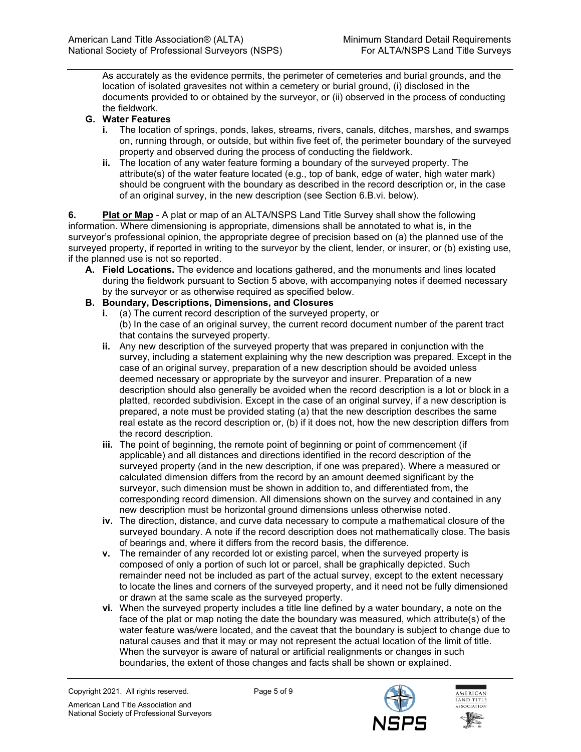As accurately as the evidence permits, the perimeter of cemeteries and burial grounds, and the location of isolated gravesites not within a cemetery or burial ground, (i) disclosed in the documents provided to or obtained by the surveyor, or (ii) observed in the process of conducting the fieldwork.

**G. Water Features**

- **i.** The location of springs, ponds, lakes, streams, rivers, canals, ditches, marshes, and swamps on, running through, or outside, but within five feet of, the perimeter boundary of the surveyed property and observed during the process of conducting the fieldwork.
- **ii.** The location of any water feature forming a boundary of the surveyed property. The attribute(s) of the water feature located (e.g., top of bank, edge of water, high water mark) should be congruent with the boundary as described in the record description or, in the case of an original survey, in the new description (see Section 6.B.vi. below).

**6. Plat or Map** - A plat or map of an ALTA/NSPS Land Title Survey shall show the following information. Where dimensioning is appropriate, dimensions shall be annotated to what is, in the surveyor's professional opinion, the appropriate degree of precision based on (a) the planned use of the surveyed property, if reported in writing to the surveyor by the client, lender, or insurer, or (b) existing use, if the planned use is not so reported.

**A. Field Locations.** The evidence and locations gathered, and the monuments and lines located during the fieldwork pursuant to Section 5 above, with accompanying notes if deemed necessary by the surveyor or as otherwise required as specified below.

**B. Boundary, Descriptions, Dimensions, and Closures**

- **i.** (a) The current record description of the surveyed property, or
  (b) In the case of an original survey, the current record document number of the parent tract that contains the surveyed property.
- **ii.** Any new description of the surveyed property that was prepared in conjunction with the survey, including a statement explaining why the new description was prepared. Except in the case of an original survey, preparation of a new description should be avoided unless deemed necessary or appropriate by the surveyor and insurer. Preparation of a new description should also generally be avoided when the record description is a lot or block in a platted, recorded subdivision. Except in the case of an original survey, if a new description is prepared, a note must be provided stating (a) that the new description describes the same real estate as the record description or, (b) if it does not, how the new description differs from the record description.
- **iii.** The point of beginning, the remote point of beginning or point of commencement (if applicable) and all distances and directions identified in the record description of the surveyed property (and in the new description, if one was prepared). Where a measured or calculated dimension differs from the record by an amount deemed significant by the surveyor, such dimension must be shown in addition to, and differentiated from, the corresponding record dimension. All dimensions shown on the survey and contained in any new description must be horizontal ground dimensions unless otherwise noted.
- **iv.** The direction, distance, and curve data necessary to compute a mathematical closure of the surveyed boundary. A note if the record description does not mathematically close. The basis of bearings and, where it differs from the record basis, the difference.
- **v.** The remainder of any recorded lot or existing parcel, when the surveyed property is composed of only a portion of such lot or parcel, shall be graphically depicted. Such remainder need not be included as part of the actual survey, except to the extent necessary to locate the lines and corners of the surveyed property, and it need not be fully dimensioned or drawn at the same scale as the surveyed property.
- **vi.** When the surveyed property includes a title line defined by a water boundary, a note on the face of the plat or map noting the date the boundary was measured, which attribute(s) of the water feature was/were located, and the caveat that the boundary is subject to change due to natural causes and that it may or may not represent the actual location of the limit of title. When the surveyor is aware of natural or artificial realignments or changes in such boundaries, the extent of those changes and facts shall be shown or explained.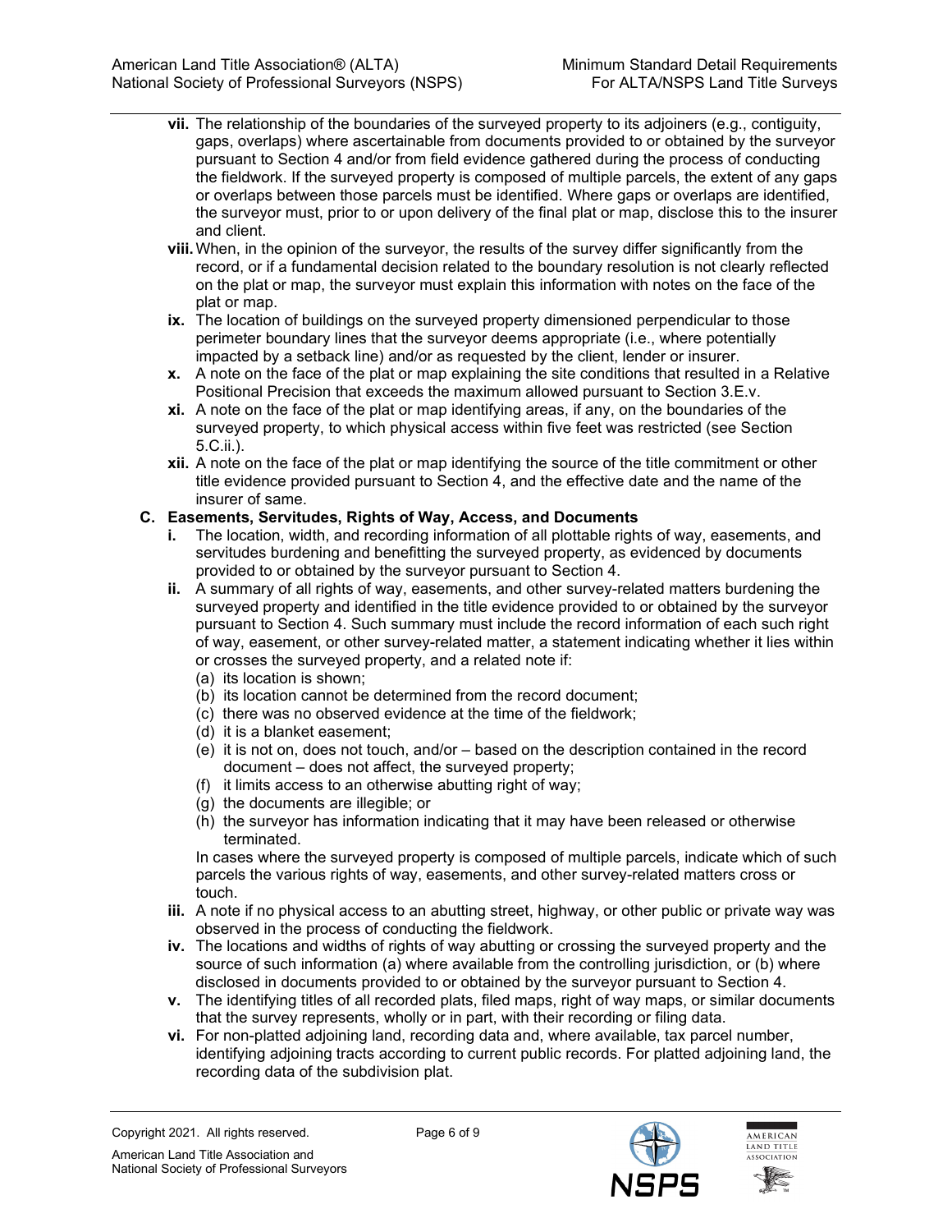- **vii.** The relationship of the boundaries of the surveyed property to its adjoiners (e.g., contiguity, gaps, overlaps) where ascertainable from documents provided to or obtained by the surveyor pursuant to Section 4 and/or from field evidence gathered during the process of conducting the fieldwork. If the surveyed property is composed of multiple parcels, the extent of any gaps or overlaps between those parcels must be identified. Where gaps or overlaps are identified, the surveyor must, prior to or upon delivery of the final plat or map, disclose this to the insurer and client.
- **viii.** When, in the opinion of the surveyor, the results of the survey differ significantly from the record, or if a fundamental decision related to the boundary resolution is not clearly reflected on the plat or map, the surveyor must explain this information with notes on the face of the plat or map.
- **ix.** The location of buildings on the surveyed property dimensioned perpendicular to those perimeter boundary lines that the surveyor deems appropriate (i.e., where potentially impacted by a setback line) and/or as requested by the client, lender or insurer.
- **x.** A note on the face of the plat or map explaining the site conditions that resulted in a Relative Positional Precision that exceeds the maximum allowed pursuant to Section 3.E.v.
- **xi.** A note on the face of the plat or map identifying areas, if any, on the boundaries of the surveyed property, to which physical access within five feet was restricted (see Section 5.C.ii.).
- **xii.** A note on the face of the plat or map identifying the source of the title commitment or other title evidence provided pursuant to Section 4, and the effective date and the name of the insurer of same.

**C. Easements, Servitudes, Rights of Way, Access, and Documents**

- **i.** The location, width, and recording information of all plottable rights of way, easements, and servitudes burdening and benefitting the surveyed property, as evidenced by documents provided to or obtained by the surveyor pursuant to Section 4.
- **ii.** A summary of all rights of way, easements, and other survey-related matters burdening the surveyed property and identified in the title evidence provided to or obtained by the surveyor pursuant to Section 4. Such summary must include the record information of each such right of way, easement, or other survey-related matter, a statement indicating whether it lies within or crosses the surveyed property, and a related note if:
  - (a) its location is shown;
  - (b) its location cannot be determined from the record document;
  - (c) there was no observed evidence at the time of the fieldwork;
  - (d) it is a blanket easement;
  - (e) it is not on, does not touch, and/or – based on the description contained in the record document – does not affect, the surveyed property;
  - (f) it limits access to an otherwise abutting right of way;
  - (g) the documents are illegible; or
  - (h) the surveyor has information indicating that it may have been released or otherwise terminated.

  In cases where the surveyed property is composed of multiple parcels, indicate which of such parcels the various rights of way, easements, and other survey-related matters cross or touch.
- **iii.** A note if no physical access to an abutting street, highway, or other public or private way was observed in the process of conducting the fieldwork.
- **iv.** The locations and widths of rights of way abutting or crossing the surveyed property and the source of such information (a) where available from the controlling jurisdiction, or (b) where disclosed in documents provided to or obtained by the surveyor pursuant to Section 4.
- **v.** The identifying titles of all recorded plats, filed maps, right of way maps, or similar documents that the survey represents, wholly or in part, with their recording or filing data.
- **vi.** For non-platted adjoining land, recording data and, where available, tax parcel number, identifying adjoining tracts according to current public records. For platted adjoining land, the recording data of the subdivision plat.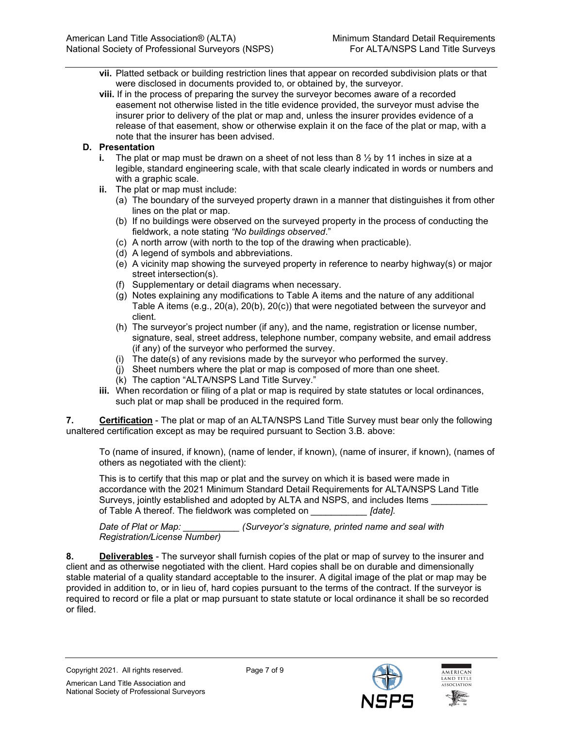**vii.** Platted setback or building restriction lines that appear on recorded subdivision plats or that were disclosed in documents provided to, or obtained by, the surveyor.

**viii.** If in the process of preparing the survey the surveyor becomes aware of a recorded easement not otherwise listed in the title evidence provided, the surveyor must advise the insurer prior to delivery of the plat or map and, unless the insurer provides evidence of a release of that easement, show or otherwise explain it on the face of the plat or map, with a note that the insurer has been advised.

**D. Presentation**

**i.** The plat or map must be drawn on a sheet of not less than 8 ½ by 11 inches in size at a legible, standard engineering scale, with that scale clearly indicated in words or numbers and with a graphic scale.

**ii.** The plat or map must include:

(a) The boundary of the surveyed property drawn in a manner that distinguishes it from other lines on the plat or map.

(b) If no buildings were observed on the surveyed property in the process of conducting the fieldwork, a note stating *"No buildings observed*."

(c) A north arrow (with north to the top of the drawing when practicable).

(d) A legend of symbols and abbreviations.

(e) A vicinity map showing the surveyed property in reference to nearby highway(s) or major street intersection(s).

(f) Supplementary or detail diagrams when necessary.

(g) Notes explaining any modifications to Table A items and the nature of any additional Table A items (e.g., 20(a), 20(b), 20(c)) that were negotiated between the surveyor and client.

(h) The surveyor's project number (if any), and the name, registration or license number, signature, seal, street address, telephone number, company website, and email address (if any) of the surveyor who performed the survey.

(i) The date(s) of any revisions made by the surveyor who performed the survey.

(j) Sheet numbers where the plat or map is composed of more than one sheet.

(k) The caption "ALTA/NSPS Land Title Survey."

**iii.** When recordation or filing of a plat or map is required by state statutes or local ordinances, such plat or map shall be produced in the required form.

**7. <u>Certification</u>** - The plat or map of an ALTA/NSPS Land Title Survey must bear only the following unaltered certification except as may be required pursuant to Section 3.B. above:

> To (name of insured, if known), (name of lender, if known), (name of insurer, if known), (names of others as negotiated with the client):
>
> This is to certify that this map or plat and the survey on which it is based were made in accordance with the 2021 Minimum Standard Detail Requirements for ALTA/NSPS Land Title Surveys, jointly established and adopted by ALTA and NSPS, and includes Items ___________ of Table A thereof. The fieldwork was completed on ___________ *[date].*
>
> *Date of Plat or Map:* ___________ *(Surveyor's signature, printed name and seal with Registration/License Number)*

**8. <u>Deliverables</u>** - The surveyor shall furnish copies of the plat or map of survey to the insurer and client and as otherwise negotiated with the client. Hard copies shall be on durable and dimensionally stable material of a quality standard acceptable to the insurer. A digital image of the plat or map may be provided in addition to, or in lieu of, hard copies pursuant to the terms of the contract. If the surveyor is required to record or file a plat or map pursuant to state statute or local ordinance it shall be so recorded or filed.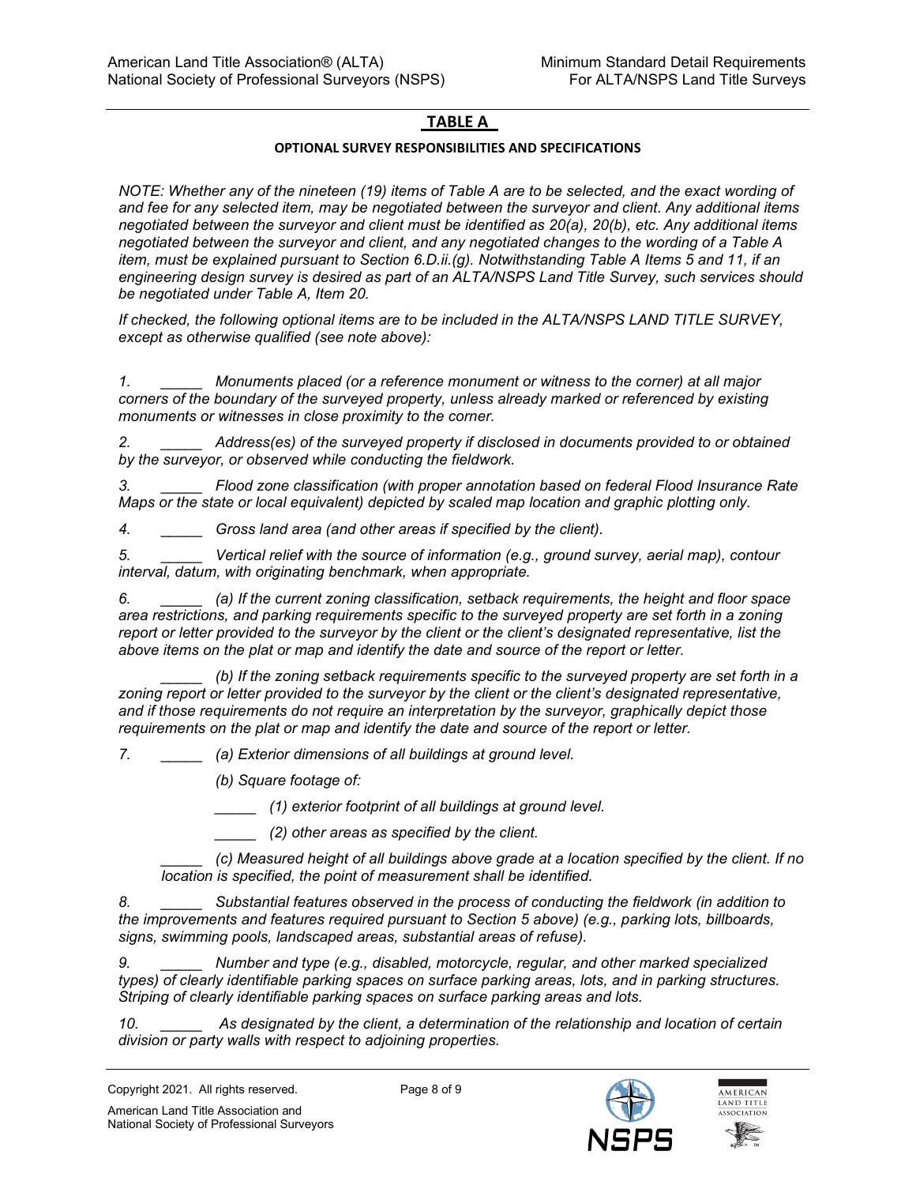## TABLE A

### OPTIONAL SURVEY RESPONSIBILITIES AND SPECIFICATIONS

*NOTE: Whether any of the nineteen (19) items of Table A are to be selected, and the exact wording of and fee for any selected item, may be negotiated between the surveyor and client. Any additional items negotiated between the surveyor and client must be identified as 20(a), 20(b), etc. Any additional items negotiated between the surveyor and client, and any negotiated changes to the wording of a Table A item, must be explained pursuant to Section 6.D.ii.(g). Notwithstanding Table A Items 5 and 11, if an engineering design survey is desired as part of an ALTA/NSPS Land Title Survey, such services should be negotiated under Table A, Item 20.*

*If checked, the following optional items are to be included in the ALTA/NSPS LAND TITLE SURVEY, except as otherwise qualified (see note above):*

*1. _____ Monuments placed (or a reference monument or witness to the corner) at all major corners of the boundary of the surveyed property, unless already marked or referenced by existing monuments or witnesses in close proximity to the corner.*

*2. _____ Address(es) of the surveyed property if disclosed in documents provided to or obtained by the surveyor, or observed while conducting the fieldwork.*

*3. _____ Flood zone classification (with proper annotation based on federal Flood Insurance Rate Maps or the state or local equivalent) depicted by scaled map location and graphic plotting only.*

*4. _____ Gross land area (and other areas if specified by the client).*

*5. _____ Vertical relief with the source of information (e.g., ground survey, aerial map), contour interval, datum, with originating benchmark, when appropriate.*

*6. _____ (a) If the current zoning classification, setback requirements, the height and floor space area restrictions, and parking requirements specific to the surveyed property are set forth in a zoning report or letter provided to the surveyor by the client or the client's designated representative, list the above items on the plat or map and identify the date and source of the report or letter.*

*_____ (b) If the zoning setback requirements specific to the surveyed property are set forth in a zoning report or letter provided to the surveyor by the client or the client's designated representative, and if those requirements do not require an interpretation by the surveyor, graphically depict those requirements on the plat or map and identify the date and source of the report or letter.*

*7. _____ (a) Exterior dimensions of all buildings at ground level.*

*(b) Square footage of:*

*_____ (1) exterior footprint of all buildings at ground level.*

*_____ (2) other areas as specified by the client.*

*_____ (c) Measured height of all buildings above grade at a location specified by the client. If no location is specified, the point of measurement shall be identified.*

*8. _____ Substantial features observed in the process of conducting the fieldwork (in addition to the improvements and features required pursuant to Section 5 above) (e.g., parking lots, billboards, signs, swimming pools, landscaped areas, substantial areas of refuse).*

*9. _____ Number and type (e.g., disabled, motorcycle, regular, and other marked specialized types) of clearly identifiable parking spaces on surface parking areas, lots, and in parking structures. Striping of clearly identifiable parking spaces on surface parking areas and lots.*

*10. _____ As designated by the client, a determination of the relationship and location of certain division or party walls with respect to adjoining properties.*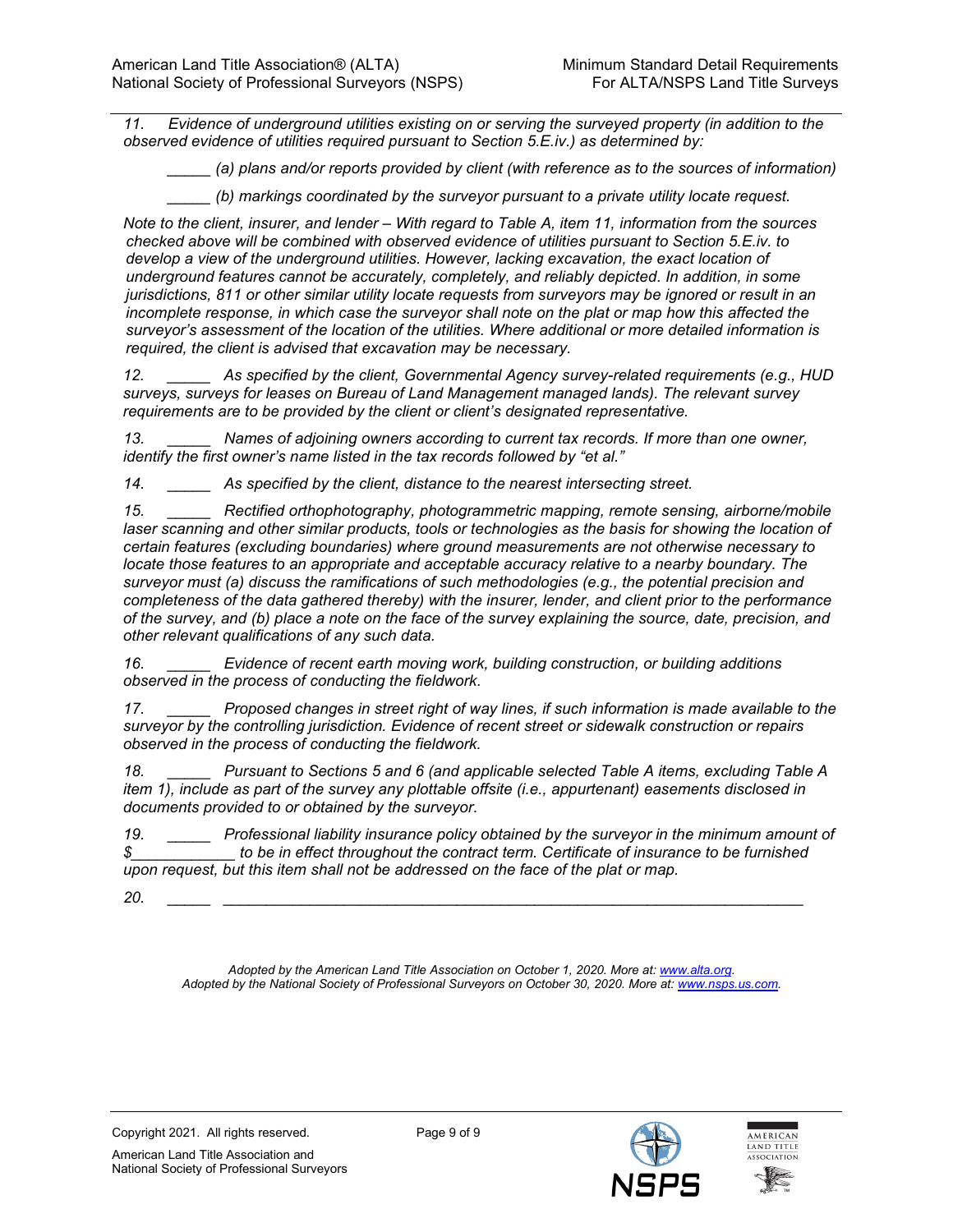*11. Evidence of underground utilities existing on or serving the surveyed property (in addition to the observed evidence of utilities required pursuant to Section 5.E.iv.) as determined by:*

*_____ (a) plans and/or reports provided by client (with reference as to the sources of information)*

*_____ (b) markings coordinated by the surveyor pursuant to a private utility locate request.*

*Note to the client, insurer, and lender – With regard to Table A, item 11, information from the sources checked above will be combined with observed evidence of utilities pursuant to Section 5.E.iv. to develop a view of the underground utilities. However, lacking excavation, the exact location of underground features cannot be accurately, completely, and reliably depicted. In addition, in some jurisdictions, 811 or other similar utility locate requests from surveyors may be ignored or result in an incomplete response, in which case the surveyor shall note on the plat or map how this affected the surveyor's assessment of the location of the utilities. Where additional or more detailed information is required, the client is advised that excavation may be necessary.*

*12. _____ As specified by the client, Governmental Agency survey-related requirements (e.g., HUD surveys, surveys for leases on Bureau of Land Management managed lands). The relevant survey requirements are to be provided by the client or client's designated representative.*

*13. _____ Names of adjoining owners according to current tax records. If more than one owner, identify the first owner's name listed in the tax records followed by "et al."*

*14. _____ As specified by the client, distance to the nearest intersecting street.*

*15. _____ Rectified orthophotography, photogrammetric mapping, remote sensing, airborne/mobile laser scanning and other similar products, tools or technologies as the basis for showing the location of certain features (excluding boundaries) where ground measurements are not otherwise necessary to locate those features to an appropriate and acceptable accuracy relative to a nearby boundary. The surveyor must (a) discuss the ramifications of such methodologies (e.g., the potential precision and completeness of the data gathered thereby) with the insurer, lender, and client prior to the performance of the survey, and (b) place a note on the face of the survey explaining the source, date, precision, and other relevant qualifications of any such data.*

*16. _____ Evidence of recent earth moving work, building construction, or building additions observed in the process of conducting the fieldwork.*

*17. _____ Proposed changes in street right of way lines, if such information is made available to the surveyor by the controlling jurisdiction. Evidence of recent street or sidewalk construction or repairs observed in the process of conducting the fieldwork.*

*18. _____ Pursuant to Sections 5 and 6 (and applicable selected Table A items, excluding Table A item 1), include as part of the survey any plottable offsite (i.e., appurtenant) easements disclosed in documents provided to or obtained by the surveyor.*

*19. _____ Professional liability insurance policy obtained by the surveyor in the minimum amount of $____________ to be in effect throughout the contract term. Certificate of insurance to be furnished upon request, but this item shall not be addressed on the face of the plat or map.*

*20. _____ ______________________________________________________________________*

*Adopted by the American Land Title Association on October 1, 2020. More at: www.alta.org.*
*Adopted by the National Society of Professional Surveyors on October 30, 2020. More at: www.nsps.us.com.*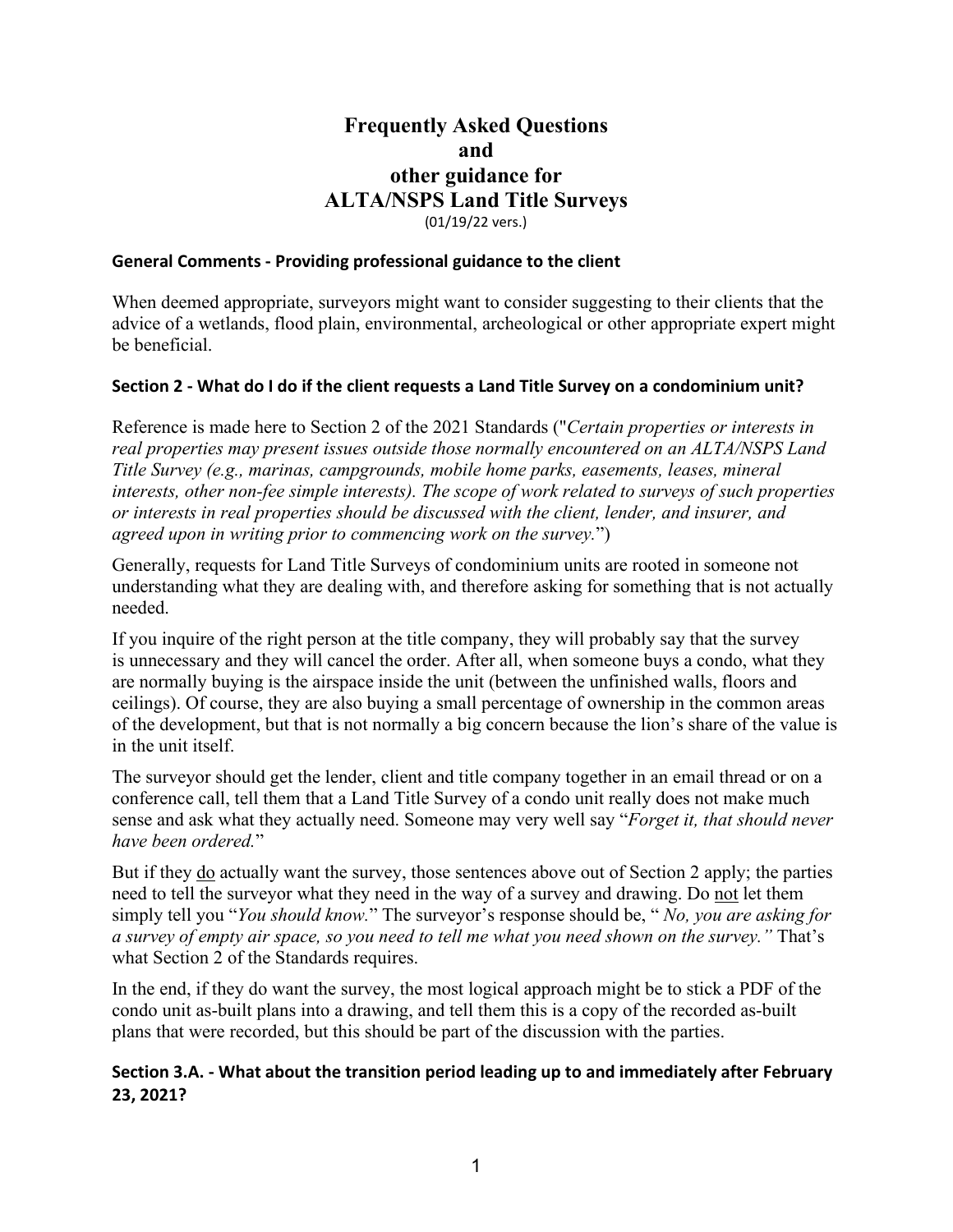# Frequently Asked Questions and other guidance for ALTA/NSPS Land Title Surveys

(01/19/22 vers.)

### General Comments - Providing professional guidance to the client

When deemed appropriate, surveyors might want to consider suggesting to their clients that the advice of a wetlands, flood plain, environmental, archeological or other appropriate expert might be beneficial.

### Section 2 - What do I do if the client requests a Land Title Survey on a condominium unit?

Reference is made here to Section 2 of the 2021 Standards ("*Certain properties or interests in real properties may present issues outside those normally encountered on an ALTA/NSPS Land Title Survey (e.g., marinas, campgrounds, mobile home parks, easements, leases, mineral interests, other non-fee simple interests). The scope of work related to surveys of such properties or interests in real properties should be discussed with the client, lender, and insurer, and agreed upon in writing prior to commencing work on the survey.*")

Generally, requests for Land Title Surveys of condominium units are rooted in someone not understanding what they are dealing with, and therefore asking for something that is not actually needed.

If you inquire of the right person at the title company, they will probably say that the survey is unnecessary and they will cancel the order. After all, when someone buys a condo, what they are normally buying is the airspace inside the unit (between the unfinished walls, floors and ceilings). Of course, they are also buying a small percentage of ownership in the common areas of the development, but that is not normally a big concern because the lion's share of the value is in the unit itself.

The surveyor should get the lender, client and title company together in an email thread or on a conference call, tell them that a Land Title Survey of a condo unit really does not make much sense and ask what they actually need. Someone may very well say "*Forget it, that should never have been ordered.*"

But if they do actually want the survey, those sentences above out of Section 2 apply; the parties need to tell the surveyor what they need in the way of a survey and drawing. Do not let them simply tell you "*You should know.*" The surveyor's response should be, " *No, you are asking for a survey of empty air space, so you need to tell me what you need shown on the survey.*" That's what Section 2 of the Standards requires.

In the end, if they do want the survey, the most logical approach might be to stick a PDF of the condo unit as-built plans into a drawing, and tell them this is a copy of the recorded as-built plans that were recorded, but this should be part of the discussion with the parties.

### Section 3.A. - What about the transition period leading up to and immediately after February 23, 2021?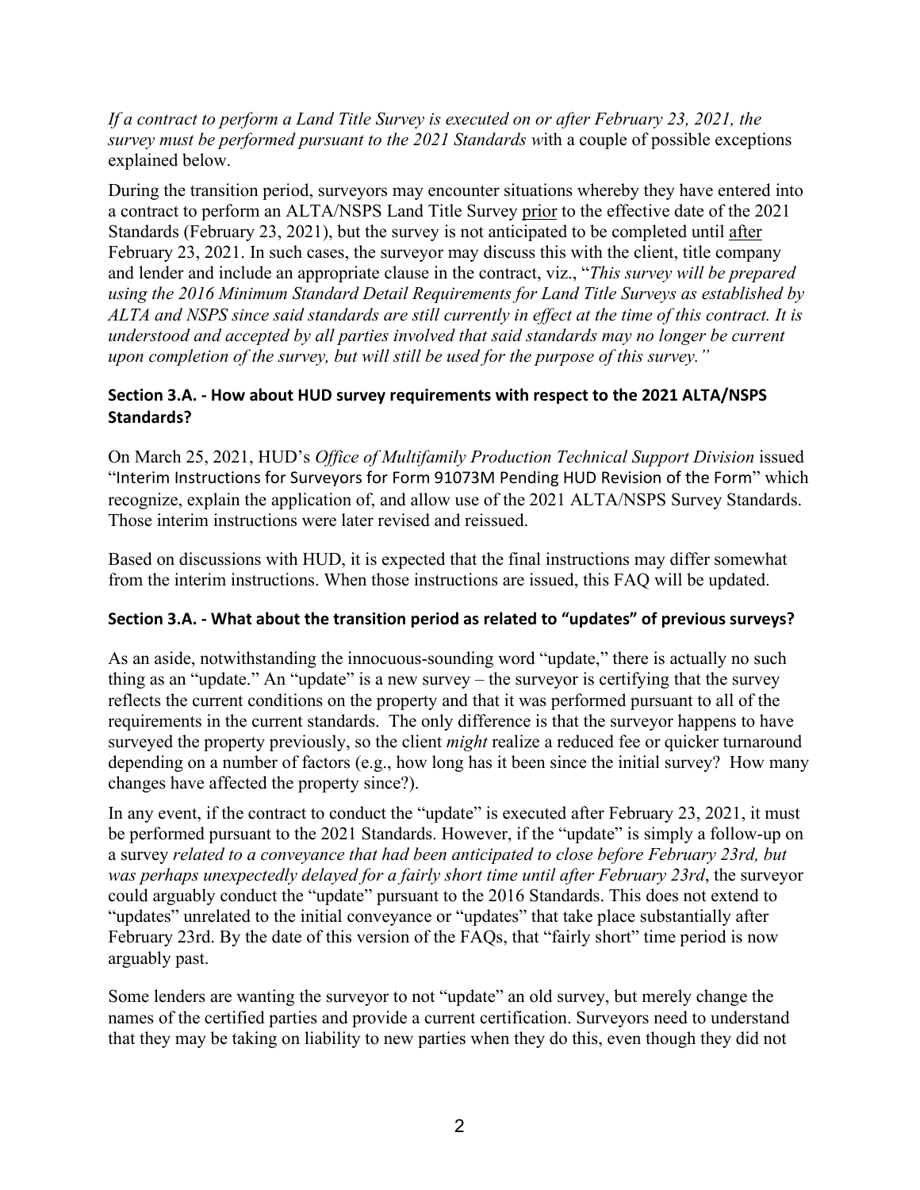*If a contract to perform a Land Title Survey is executed on or after February 23, 2021, the survey must be performed pursuant to the 2021 Standards w*ith a couple of possible exceptions explained below.

During the transition period, surveyors may encounter situations whereby they have entered into a contract to perform an ALTA/NSPS Land Title Survey prior to the effective date of the 2021 Standards (February 23, 2021), but the survey is not anticipated to be completed until after February 23, 2021. In such cases, the surveyor may discuss this with the client, title company and lender and include an appropriate clause in the contract, viz., "*This survey will be prepared using the 2016 Minimum Standard Detail Requirements for Land Title Surveys as established by ALTA and NSPS since said standards are still currently in effect at the time of this contract. It is understood and accepted by all parties involved that said standards may no longer be current upon completion of the survey, but will still be used for the purpose of this survey.*"

### Section 3.A. - How about HUD survey requirements with respect to the 2021 ALTA/NSPS Standards?

On March 25, 2021, HUD's *Office of Multifamily Production Technical Support Division* issued "Interim Instructions for Surveyors for Form 91073M Pending HUD Revision of the Form" which recognize, explain the application of, and allow use of the 2021 ALTA/NSPS Survey Standards. Those interim instructions were later revised and reissued.

Based on discussions with HUD, it is expected that the final instructions may differ somewhat from the interim instructions. When those instructions are issued, this FAQ will be updated.

### Section 3.A. - What about the transition period as related to "updates" of previous surveys?

As an aside, notwithstanding the innocuous-sounding word "update," there is actually no such thing as an "update." An "update" is a new survey – the surveyor is certifying that the survey reflects the current conditions on the property and that it was performed pursuant to all of the requirements in the current standards. The only difference is that the surveyor happens to have surveyed the property previously, so the client *might* realize a reduced fee or quicker turnaround depending on a number of factors (e.g., how long has it been since the initial survey? How many changes have affected the property since?).

In any event, if the contract to conduct the "update" is executed after February 23, 2021, it must be performed pursuant to the 2021 Standards. However, if the "update" is simply a follow-up on a survey *related to a conveyance that had been anticipated to close before February 23rd, but was perhaps unexpectedly delayed for a fairly short time until after February 23rd*, the surveyor could arguably conduct the "update" pursuant to the 2016 Standards. This does not extend to "updates" unrelated to the initial conveyance or "updates" that take place substantially after February 23rd. By the date of this version of the FAQs, that "fairly short" time period is now arguably past.

Some lenders are wanting the surveyor to not "update" an old survey, but merely change the names of the certified parties and provide a current certification. Surveyors need to understand that they may be taking on liability to new parties when they do this, even though they did not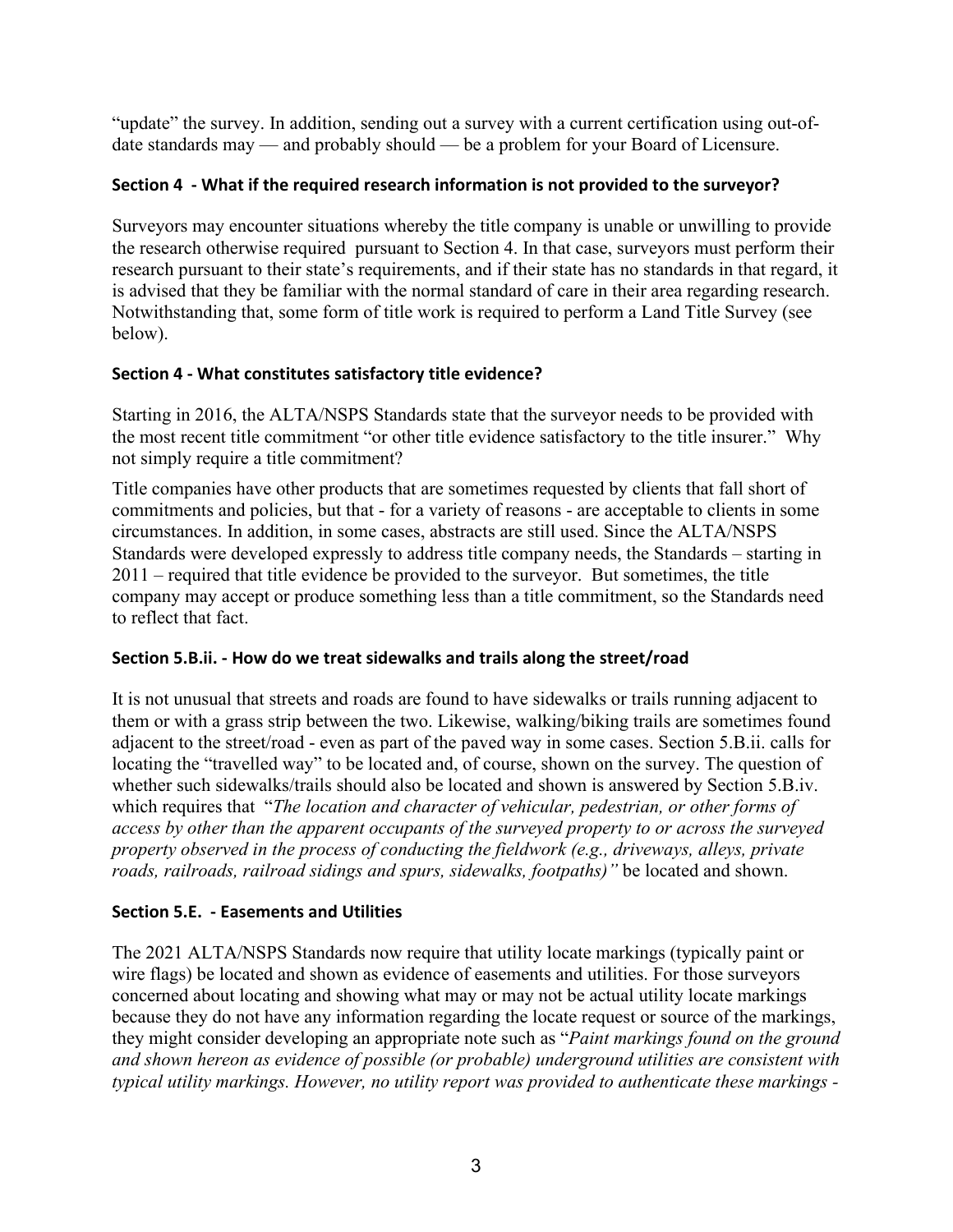"update" the survey. In addition, sending out a survey with a current certification using out-of-date standards may — and probably should — be a problem for your Board of Licensure.

### Section 4 - What if the required research information is not provided to the surveyor?

Surveyors may encounter situations whereby the title company is unable or unwilling to provide the research otherwise required pursuant to Section 4. In that case, surveyors must perform their research pursuant to their state's requirements, and if their state has no standards in that regard, it is advised that they be familiar with the normal standard of care in their area regarding research. Notwithstanding that, some form of title work is required to perform a Land Title Survey (see below).

### Section 4 - What constitutes satisfactory title evidence?

Starting in 2016, the ALTA/NSPS Standards state that the surveyor needs to be provided with the most recent title commitment "or other title evidence satisfactory to the title insurer." Why not simply require a title commitment?

Title companies have other products that are sometimes requested by clients that fall short of commitments and policies, but that - for a variety of reasons - are acceptable to clients in some circumstances. In addition, in some cases, abstracts are still used. Since the ALTA/NSPS Standards were developed expressly to address title company needs, the Standards – starting in 2011 – required that title evidence be provided to the surveyor. But sometimes, the title company may accept or produce something less than a title commitment, so the Standards need to reflect that fact.

### Section 5.B.ii. - How do we treat sidewalks and trails along the street/road

It is not unusual that streets and roads are found to have sidewalks or trails running adjacent to them or with a grass strip between the two. Likewise, walking/biking trails are sometimes found adjacent to the street/road - even as part of the paved way in some cases. Section 5.B.ii. calls for locating the "travelled way" to be located and, of course, shown on the survey. The question of whether such sidewalks/trails should also be located and shown is answered by Section 5.B.iv. which requires that "*The location and character of vehicular, pedestrian, or other forms of access by other than the apparent occupants of the surveyed property to or across the surveyed property observed in the process of conducting the fieldwork (e.g., driveways, alleys, private roads, railroads, railroad sidings and spurs, sidewalks, footpaths)"* be located and shown.

### Section 5.E. - Easements and Utilities

The 2021 ALTA/NSPS Standards now require that utility locate markings (typically paint or wire flags) be located and shown as evidence of easements and utilities. For those surveyors concerned about locating and showing what may or may not be actual utility locate markings because they do not have any information regarding the locate request or source of the markings, they might consider developing an appropriate note such as "*Paint markings found on the ground and shown hereon as evidence of possible (or probable) underground utilities are consistent with typical utility markings. However, no utility report was provided to authenticate these markings -*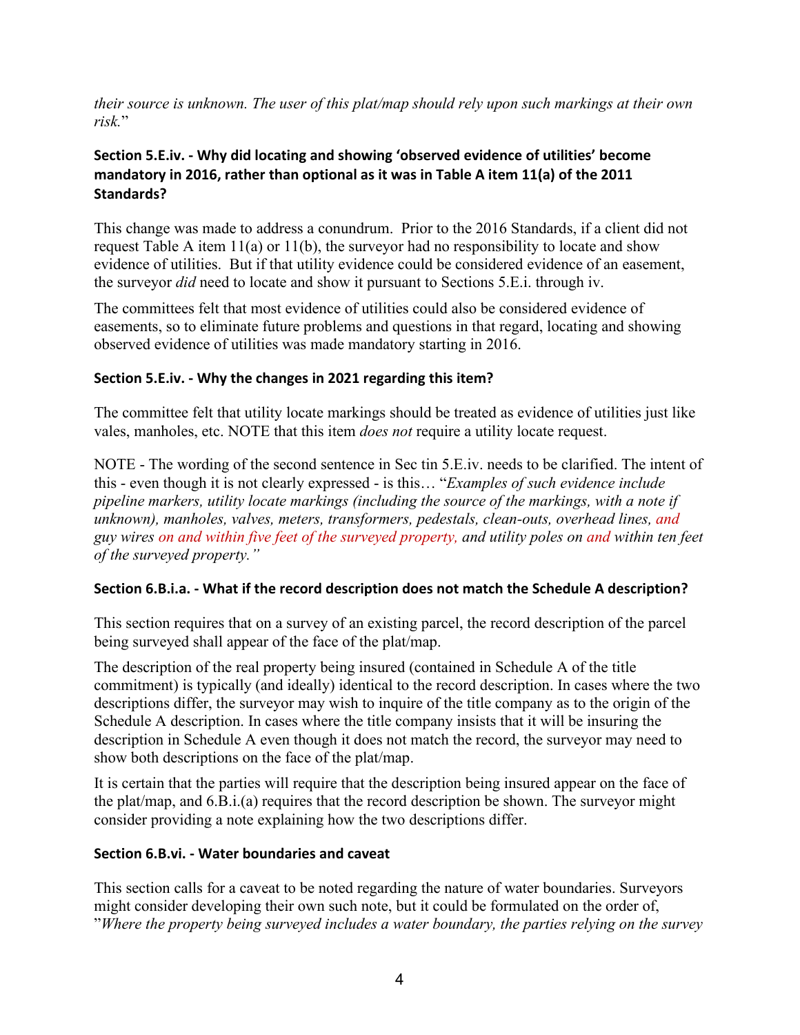*their source is unknown. The user of this plat/map should rely upon such markings at their own risk.*"

### Section 5.E.iv. - Why did locating and showing 'observed evidence of utilities' become mandatory in 2016, rather than optional as it was in Table A item 11(a) of the 2011 Standards?

This change was made to address a conundrum. Prior to the 2016 Standards, if a client did not request Table A item 11(a) or 11(b), the surveyor had no responsibility to locate and show evidence of utilities. But if that utility evidence could be considered evidence of an easement, the surveyor *did* need to locate and show it pursuant to Sections 5.E.i. through iv.

The committees felt that most evidence of utilities could also be considered evidence of easements, so to eliminate future problems and questions in that regard, locating and showing observed evidence of utilities was made mandatory starting in 2016.

### Section 5.E.iv. - Why the changes in 2021 regarding this item?

The committee felt that utility locate markings should be treated as evidence of utilities just like vales, manholes, etc. NOTE that this item *does not* require a utility locate request.

NOTE - The wording of the second sentence in Sec tin 5.E.iv. needs to be clarified. The intent of this - even though it is not clearly expressed - is this… "*Examples of such evidence include pipeline markers, utility locate markings (including the source of the markings, with a note if unknown), manholes, valves, meters, transformers, pedestals, clean-outs, overhead lines, and guy wires on and within five feet of the surveyed property, and utility poles on and within ten feet of the surveyed property."*

### Section 6.B.i.a. - What if the record description does not match the Schedule A description?

This section requires that on a survey of an existing parcel, the record description of the parcel being surveyed shall appear of the face of the plat/map.

The description of the real property being insured (contained in Schedule A of the title commitment) is typically (and ideally) identical to the record description. In cases where the two descriptions differ, the surveyor may wish to inquire of the title company as to the origin of the Schedule A description. In cases where the title company insists that it will be insuring the description in Schedule A even though it does not match the record, the surveyor may need to show both descriptions on the face of the plat/map.

It is certain that the parties will require that the description being insured appear on the face of the plat/map, and 6.B.i.(a) requires that the record description be shown. The surveyor might consider providing a note explaining how the two descriptions differ.

### Section 6.B.vi. - Water boundaries and caveat

This section calls for a caveat to be noted regarding the nature of water boundaries. Surveyors might consider developing their own such note, but it could be formulated on the order of, "*Where the property being surveyed includes a water boundary, the parties relying on the survey*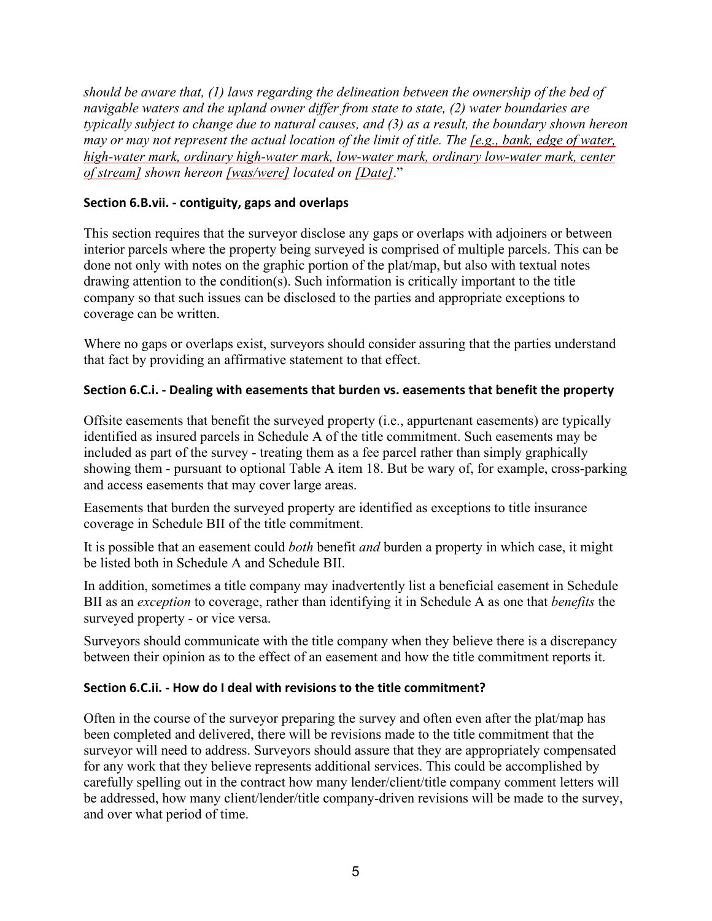*should be aware that, (1) laws regarding the delineation between the ownership of the bed of navigable waters and the upland owner differ from state to state, (2) water boundaries are typically subject to change due to natural causes, and (3) as a result, the boundary shown hereon may or may not represent the actual location of the limit of title. The [e.g., bank, edge of water, high-water mark, ordinary high-water mark, low-water mark, ordinary low-water mark, center of stream] shown hereon [was/were] located on [Date].*"

#### Section 6.B.vii. - contiguity, gaps and overlaps

This section requires that the surveyor disclose any gaps or overlaps with adjoiners or between interior parcels where the property being surveyed is comprised of multiple parcels. This can be done not only with notes on the graphic portion of the plat/map, but also with textual notes drawing attention to the condition(s). Such information is critically important to the title company so that such issues can be disclosed to the parties and appropriate exceptions to coverage can be written.

Where no gaps or overlaps exist, surveyors should consider assuring that the parties understand that fact by providing an affirmative statement to that effect.

#### Section 6.C.i. - Dealing with easements that burden vs. easements that benefit the property

Offsite easements that benefit the surveyed property (i.e., appurtenant easements) are typically identified as insured parcels in Schedule A of the title commitment. Such easements may be included as part of the survey - treating them as a fee parcel rather than simply graphically showing them - pursuant to optional Table A item 18. But be wary of, for example, cross-parking and access easements that may cover large areas.

Easements that burden the surveyed property are identified as exceptions to title insurance coverage in Schedule BII of the title commitment.

It is possible that an easement could *both* benefit *and* burden a property in which case, it might be listed both in Schedule A and Schedule BII.

In addition, sometimes a title company may inadvertently list a beneficial easement in Schedule BII as an *exception* to coverage, rather than identifying it in Schedule A as one that *benefits* the surveyed property - or vice versa.

Surveyors should communicate with the title company when they believe there is a discrepancy between their opinion as to the effect of an easement and how the title commitment reports it.

#### Section 6.C.ii. - How do I deal with revisions to the title commitment?

Often in the course of the surveyor preparing the survey and often even after the plat/map has been completed and delivered, there will be revisions made to the title commitment that the surveyor will need to address. Surveyors should assure that they are appropriately compensated for any work that they believe represents additional services. This could be accomplished by carefully spelling out in the contract how many lender/client/title company comment letters will be addressed, how many client/lender/title company-driven revisions will be made to the survey, and over what period of time.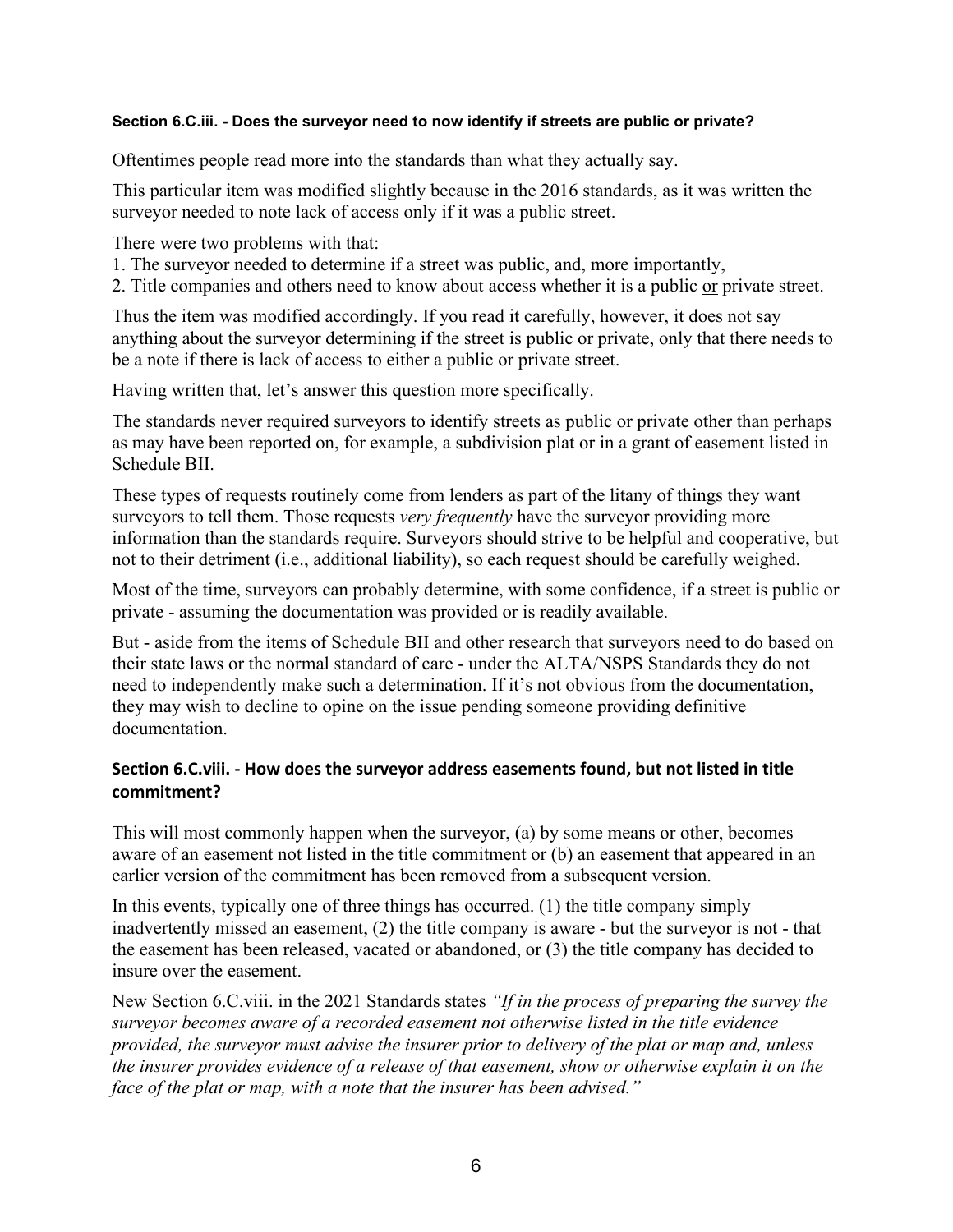#### Section 6.C.iii. - Does the surveyor need to now identify if streets are public or private?

Oftentimes people read more into the standards than what they actually say.

This particular item was modified slightly because in the 2016 standards, as it was written the surveyor needed to note lack of access only if it was a public street.

There were two problems with that:

1. The surveyor needed to determine if a street was public, and, more importantly,
2. Title companies and others need to know about access whether it is a public or private street.

Thus the item was modified accordingly. If you read it carefully, however, it does not say anything about the surveyor determining if the street is public or private, only that there needs to be a note if there is lack of access to either a public or private street.

Having written that, let's answer this question more specifically.

The standards never required surveyors to identify streets as public or private other than perhaps as may have been reported on, for example, a subdivision plat or in a grant of easement listed in Schedule BII.

These types of requests routinely come from lenders as part of the litany of things they want surveyors to tell them. Those requests *very frequently* have the surveyor providing more information than the standards require. Surveyors should strive to be helpful and cooperative, but not to their detriment (i.e., additional liability), so each request should be carefully weighed.

Most of the time, surveyors can probably determine, with some confidence, if a street is public or private - assuming the documentation was provided or is readily available.

But - aside from the items of Schedule BII and other research that surveyors need to do based on their state laws or the normal standard of care - under the ALTA/NSPS Standards they do not need to independently make such a determination. If it's not obvious from the documentation, they may wish to decline to opine on the issue pending someone providing definitive documentation.

#### Section 6.C.viii. - How does the surveyor address easements found, but not listed in title commitment?

This will most commonly happen when the surveyor, (a) by some means or other, becomes aware of an easement not listed in the title commitment or (b) an easement that appeared in an earlier version of the commitment has been removed from a subsequent version.

In this events, typically one of three things has occurred. (1) the title company simply inadvertently missed an easement, (2) the title company is aware - but the surveyor is not - that the easement has been released, vacated or abandoned, or (3) the title company has decided to insure over the easement.

New Section 6.C.viii. in the 2021 Standards states *"If in the process of preparing the survey the surveyor becomes aware of a recorded easement not otherwise listed in the title evidence provided, the surveyor must advise the insurer prior to delivery of the plat or map and, unless the insurer provides evidence of a release of that easement, show or otherwise explain it on the face of the plat or map, with a note that the insurer has been advised."*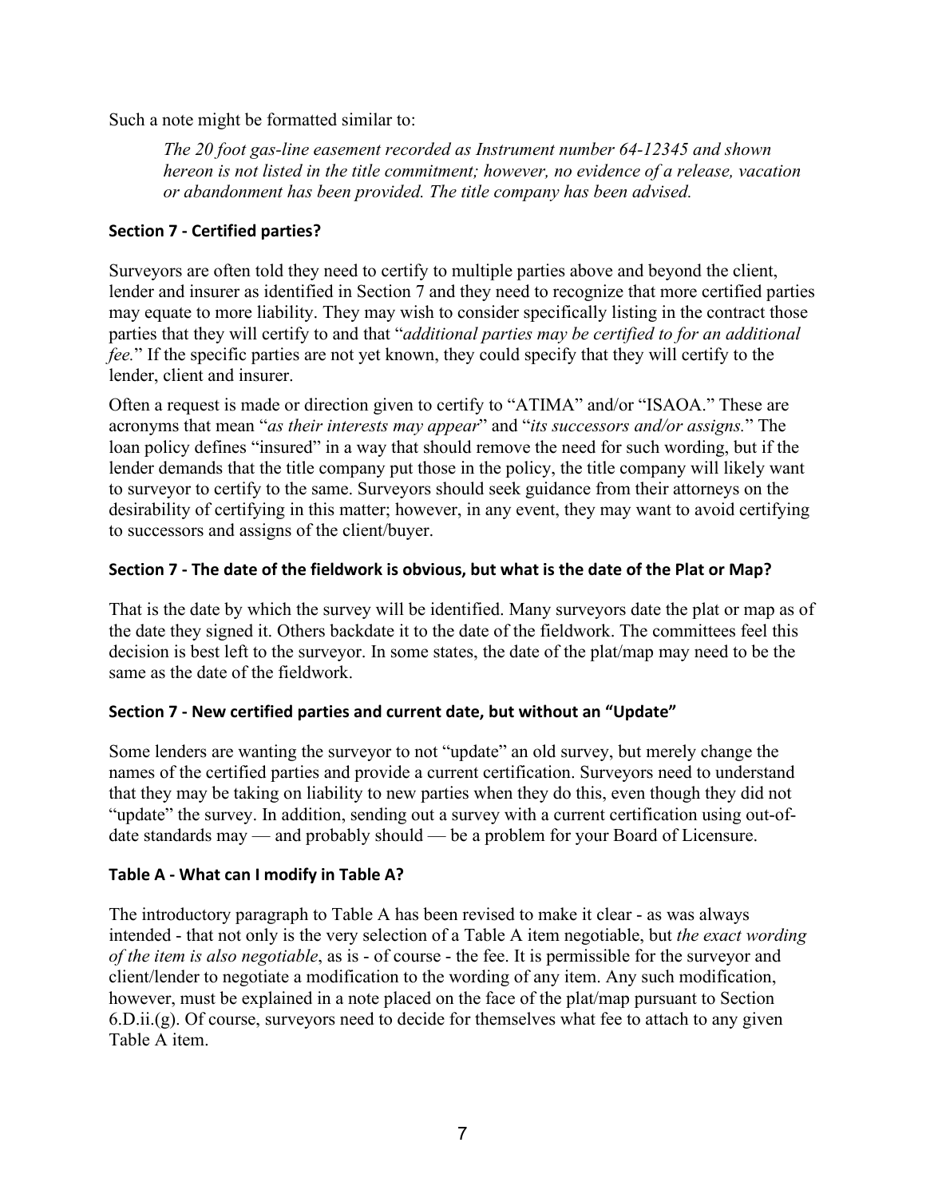Such a note might be formatted similar to:

> *The 20 foot gas-line easement recorded as Instrument number 64-12345 and shown hereon is not listed in the title commitment; however, no evidence of a release, vacation or abandonment has been provided. The title company has been advised.*

### Section 7 - Certified parties?

Surveyors are often told they need to certify to multiple parties above and beyond the client, lender and insurer as identified in Section 7 and they need to recognize that more certified parties may equate to more liability. They may wish to consider specifically listing in the contract those parties that they will certify to and that "*additional parties may be certified to for an additional fee.*" If the specific parties are not yet known, they could specify that they will certify to the lender, client and insurer.

Often a request is made or direction given to certify to "ATIMA" and/or "ISAOA." These are acronyms that mean "*as their interests may appear*" and "*its successors and/or assigns.*" The loan policy defines "insured" in a way that should remove the need for such wording, but if the lender demands that the title company put those in the policy, the title company will likely want to surveyor to certify to the same. Surveyors should seek guidance from their attorneys on the desirability of certifying in this matter; however, in any event, they may want to avoid certifying to successors and assigns of the client/buyer.

### Section 7 - The date of the fieldwork is obvious, but what is the date of the Plat or Map?

That is the date by which the survey will be identified. Many surveyors date the plat or map as of the date they signed it. Others backdate it to the date of the fieldwork. The committees feel this decision is best left to the surveyor. In some states, the date of the plat/map may need to be the same as the date of the fieldwork.

### Section 7 - New certified parties and current date, but without an "Update"

Some lenders are wanting the surveyor to not "update" an old survey, but merely change the names of the certified parties and provide a current certification. Surveyors need to understand that they may be taking on liability to new parties when they do this, even though they did not "update" the survey. In addition, sending out a survey with a current certification using out-of-date standards may — and probably should — be a problem for your Board of Licensure.

### Table A - What can I modify in Table A?

The introductory paragraph to Table A has been revised to make it clear - as was always intended - that not only is the very selection of a Table A item negotiable, but *the exact wording of the item is also negotiable*, as is - of course - the fee. It is permissible for the surveyor and client/lender to negotiate a modification to the wording of any item. Any such modification, however, must be explained in a note placed on the face of the plat/map pursuant to Section 6.D.ii.(g). Of course, surveyors need to decide for themselves what fee to attach to any given Table A item.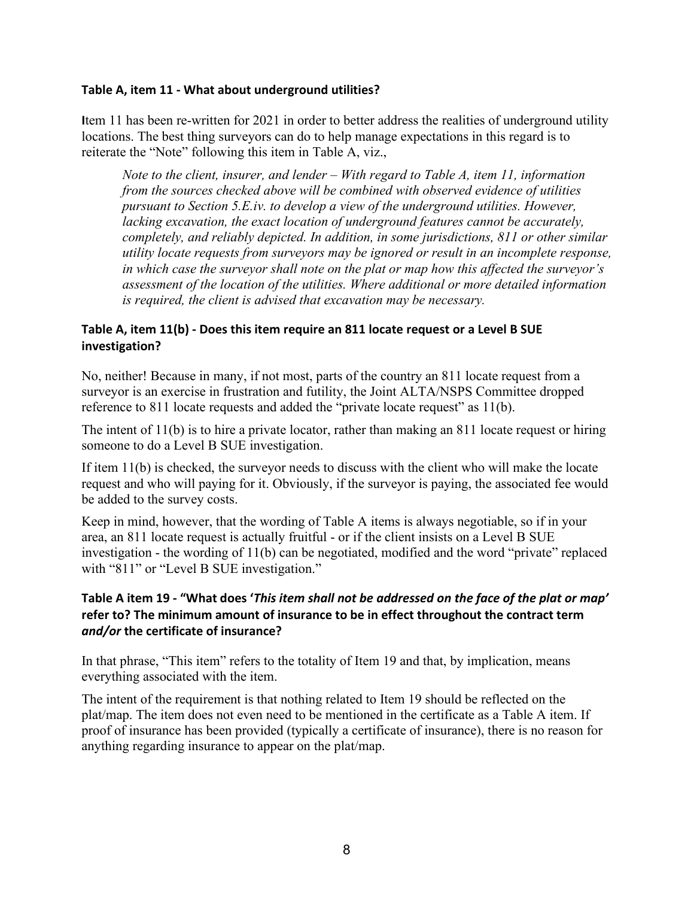### Table A, item 11 - What about underground utilities?

Item 11 has been re-written for 2021 in order to better address the realities of underground utility locations. The best thing surveyors can do to help manage expectations in this regard is to reiterate the "Note" following this item in Table A, viz.,

> *Note to the client, insurer, and lender – With regard to Table A, item 11, information from the sources checked above will be combined with observed evidence of utilities pursuant to Section 5.E.iv. to develop a view of the underground utilities. However, lacking excavation, the exact location of underground features cannot be accurately, completely, and reliably depicted. In addition, in some jurisdictions, 811 or other similar utility locate requests from surveyors may be ignored or result in an incomplete response, in which case the surveyor shall note on the plat or map how this affected the surveyor's assessment of the location of the utilities. Where additional or more detailed information is required, the client is advised that excavation may be necessary.*

### Table A, item 11(b) - Does this item require an 811 locate request or a Level B SUE investigation?

No, neither! Because in many, if not most, parts of the country an 811 locate request from a surveyor is an exercise in frustration and futility, the Joint ALTA/NSPS Committee dropped reference to 811 locate requests and added the "private locate request" as 11(b).

The intent of 11(b) is to hire a private locator, rather than making an 811 locate request or hiring someone to do a Level B SUE investigation.

If item 11(b) is checked, the surveyor needs to discuss with the client who will make the locate request and who will paying for it. Obviously, if the surveyor is paying, the associated fee would be added to the survey costs.

Keep in mind, however, that the wording of Table A items is always negotiable, so if in your area, an 811 locate request is actually fruitful - or if the client insists on a Level B SUE investigation - the wording of 11(b) can be negotiated, modified and the word "private" replaced with "811" or "Level B SUE investigation."

### Table A item 19 - "What does '*This item shall not be addressed on the face of the plat or map*' refer to? The minimum amount of insurance to be in effect throughout the contract term *and/or* the certificate of insurance?

In that phrase, "This item" refers to the totality of Item 19 and that, by implication, means everything associated with the item.

The intent of the requirement is that nothing related to Item 19 should be reflected on the plat/map. The item does not even need to be mentioned in the certificate as a Table A item. If proof of insurance has been provided (typically a certificate of insurance), there is no reason for anything regarding insurance to appear on the plat/map.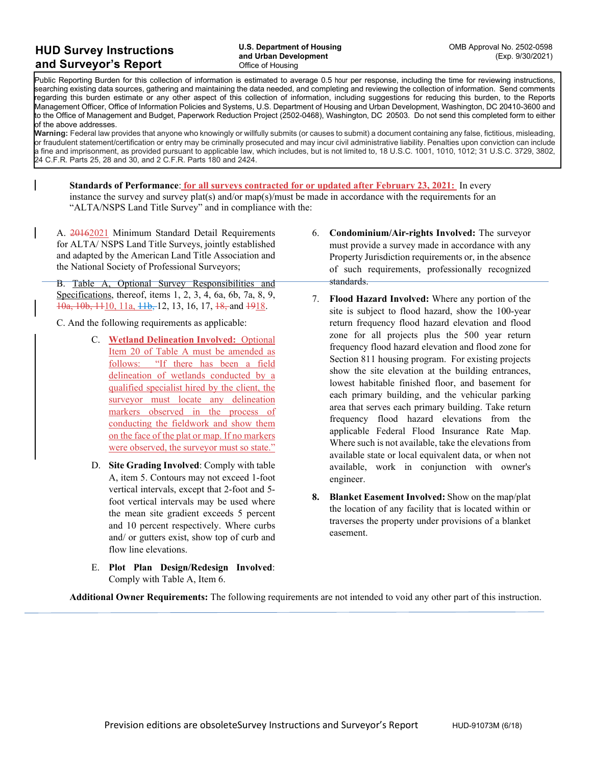# HUD Survey Instructions and Surveyor's Report

**U.S. Department of Housing and Urban Development**
Office of Housing

OMB Approval No. 2502-0598
(Exp. 9/30/2021)

Public Reporting Burden for this collection of information is estimated to average 0.5 hour per response, including the time for reviewing instructions, searching existing data sources, gathering and maintaining the data needed, and completing and reviewing the collection of information. Send comments regarding this burden estimate or any other aspect of this collection of information, including suggestions for reducing this burden, to the Reports Management Officer, Office of Information Policies and Systems, U.S. Department of Housing and Urban Development, Washington, DC 20410-3600 and to the Office of Management and Budget, Paperwork Reduction Project (2502-0468), Washington, DC 20503. Do not send this completed form to either of the above addresses.

**Warning:** Federal law provides that anyone who knowingly or willfully submits (or causes to submit) a document containing any false, fictitious, misleading, or fraudulent statement/certification or entry may be criminally prosecuted and may incur civil administrative liability. Penalties upon conviction can include a fine and imprisonment, as provided pursuant to applicable law, which includes, but is not limited to, 18 U.S.C. 1001, 1010, 1012; 31 U.S.C. 3729, 3802, 24 C.F.R. Parts 25, 28 and 30, and 2 C.F.R. Parts 180 and 2424.

**Standards of Performance**: **for all surveys contracted for or updated after February 23, 2021:** In every instance the survey and survey plat(s) and/or map(s)/must be made in accordance with the requirements for an "ALTA/NSPS Land Title Survey" and in compliance with the:

A. ~~2016~~2021 Minimum Standard Detail Requirements for ALTA/ NSPS Land Title Surveys, jointly established and adapted by the American Land Title Association and the National Society of Professional Surveyors;

B. Table A, Optional Survey Responsibilities and Specifications, thereof, items 1, 2, 3, 4, 6a, 6b, 7a, 8, 9, ~~10a, 10b, 11~~10, 11a, ~~11b,~~ 12, 13, 16, 17, ~~18,~~ and ~~19~~18.

C. And the following requirements as applicable:

C. **Wetland Delineation Involved:** Optional Item 20 of Table A must be amended as follows: "If there has been a field delineation of wetlands conducted by a qualified specialist hired by the client, the surveyor must locate any delineation markers observed in the process of conducting the fieldwork and show them on the face of the plat or map. If no markers were observed, the surveyor must so state."

D. **Site Grading Involved**: Comply with table A, item 5. Contours may not exceed 1-foot vertical intervals, except that 2-foot and 5-foot vertical intervals may be used where the mean site gradient exceeds 5 percent and 10 percent respectively. Where curbs and/ or gutters exist, show top of curb and flow line elevations.

E. **Plot Plan Design/Redesign Involved**: Comply with Table A, Item 6.

6. **Condominium/Air-rights Involved:** The surveyor must provide a survey made in accordance with any Property Jurisdiction requirements or, in the absence of such requirements, professionally recognized standards.

7. **Flood Hazard Involved:** Where any portion of the site is subject to flood hazard, show the 100-year return frequency flood hazard elevation and flood zone for all projects plus the 500 year return frequency flood hazard elevation and flood zone for Section 811 housing program. For existing projects show the site elevation at the building entrances, lowest habitable finished floor, and basement for each primary building, and the vehicular parking area that serves each primary building. Take return frequency flood hazard elevations from the applicable Federal Flood Insurance Rate Map. Where such is not available, take the elevations from available state or local equivalent data, or when not available, work in conjunction with owner's engineer.

8. **Blanket Easement Involved:** Show on the map/plat the location of any facility that is located within or traverses the property under provisions of a blanket easement.

**Additional Owner Requirements:** The following requirements are not intended to void any other part of this instruction.

Prevision editions are obsolete Survey Instructions and Surveyor's Report HUD-91073M (6/18)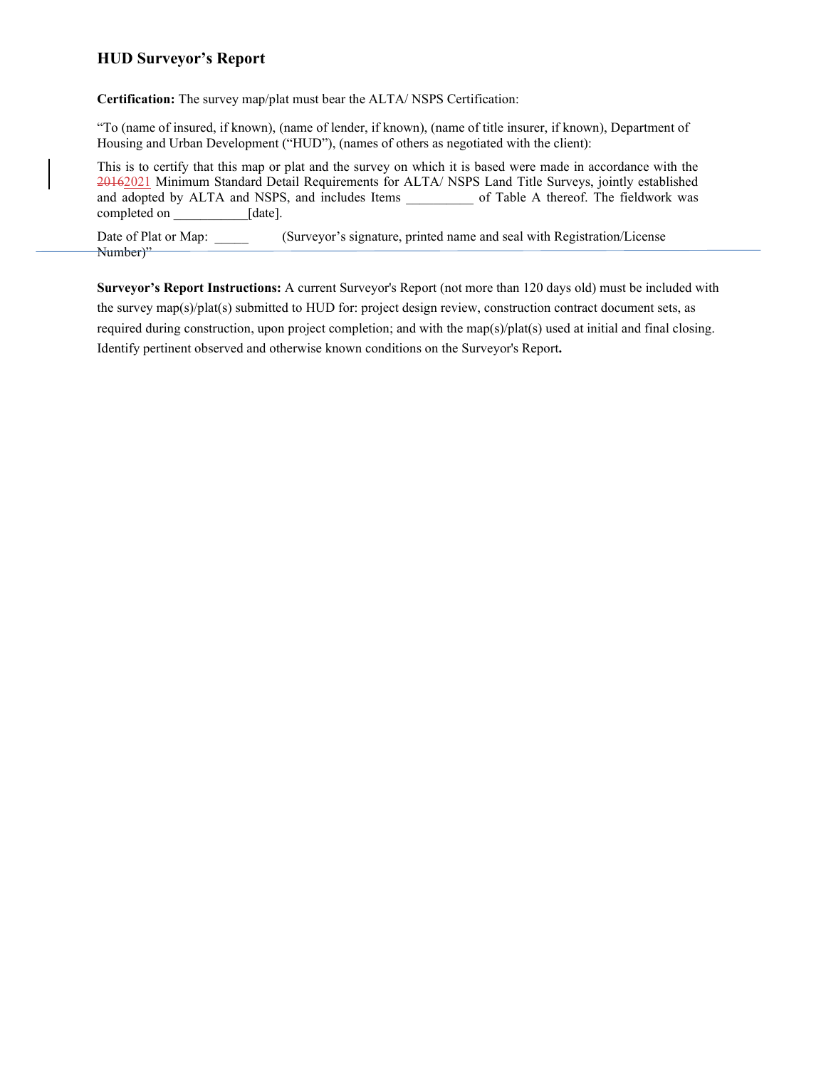### HUD Surveyor's Report

**Certification:** The survey map/plat must bear the ALTA/ NSPS Certification:

"To (name of insured, if known), (name of lender, if known), (name of title insurer, if known), Department of Housing and Urban Development ("HUD"), (names of others as negotiated with the client):

This is to certify that this map or plat and the survey on which it is based were made in accordance with the ~~2016~~2021 Minimum Standard Detail Requirements for ALTA/ NSPS Land Title Surveys, jointly established and adopted by ALTA and NSPS, and includes Items __________ of Table A thereof. The fieldwork was completed on ___________[date].

Date of Plat or Map: _____ (Surveyor's signature, printed name and seal with Registration/License Number)"

**Surveyor's Report Instructions:** A current Surveyor's Report (not more than 120 days old) must be included with the survey map(s)/plat(s) submitted to HUD for: project design review, construction contract document sets, as required during construction, upon project completion; and with the map(s)/plat(s) used at initial and final closing. Identify pertinent observed and otherwise known conditions on the Surveyor's Report.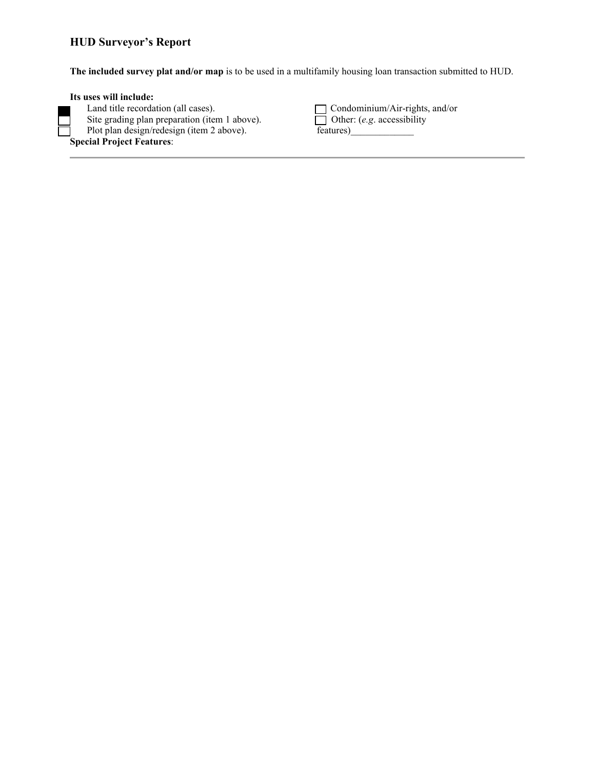## HUD Surveyor's Report

**The included survey plat and/or map** is to be used in a multifamily housing loan transaction submitted to HUD.

**Its uses will include:**

- ☒ Land title recordation (all cases).
- ☐ Site grading plan preparation (item 1 above).
- ☐ Plot plan design/redesign (item 2 above).
- ☐ Condominium/Air-rights, and/or
- ☐ Other: (*e.g*. accessibility features)_____________

**Special Project Features**:

---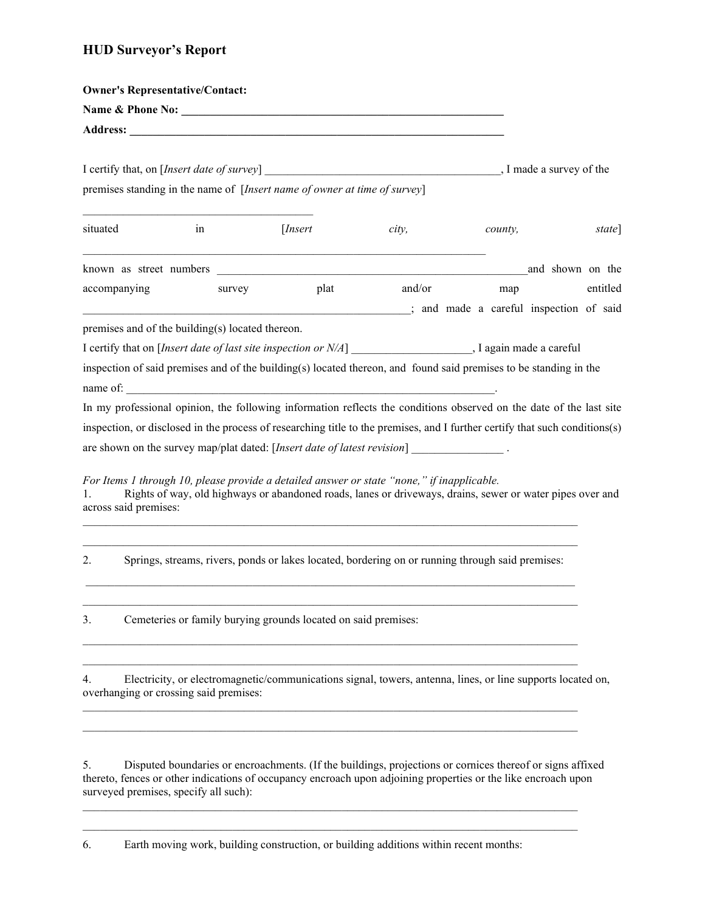# HUD Surveyor's Report

**Owner's Representative/Contact:**

**Name & Phone No: ____________________________________________________________**

**Address: ____________________________________________________________________**

I certify that, on [*Insert date of survey*] __________________________________________, I made a survey of the premises standing in the name of [*Insert name of owner at time of survey*]

_________________________________________

situated in [*Insert city, county, state*]

________________________________________________________________________

known as street numbers ________________________________________________________and shown on the accompanying survey plat and/or map entitled __________________________________________________________; and made a careful inspection of said premises and of the building(s) located thereon.

I certify that on [*Insert date of last site inspection or N/A*] ____________________, I again made a careful inspection of said premises and of the building(s) located thereon, and found said premises to be standing in the name of: _________________________________________________________________.

In my professional opinion, the following information reflects the conditions observed on the date of the last site inspection, or disclosed in the process of researching title to the premises, and I further certify that such conditions(s) are shown on the survey map/plat dated: [*Insert date of latest revision*] ________________ .

*For Items 1 through 10, please provide a detailed answer or state "none," if inapplicable.*

1. Rights of way, old highways or abandoned roads, lanes or driveways, drains, sewer or water pipes over and across said premises:

_____________________________________________________________________________________

_____________________________________________________________________________________

2. Springs, streams, rivers, ponds or lakes located, bordering on or running through said premises:

_____________________________________________________________________________________

_____________________________________________________________________________________

3. Cemeteries or family burying grounds located on said premises:

_____________________________________________________________________________________

_____________________________________________________________________________________

4. Electricity, or electromagnetic/communications signal, towers, antenna, lines, or line supports located on, overhanging or crossing said premises:

_____________________________________________________________________________________

_____________________________________________________________________________________

5. Disputed boundaries or encroachments. (If the buildings, projections or cornices thereof or signs affixed thereto, fences or other indications of occupancy encroach upon adjoining properties or the like encroach upon surveyed premises, specify all such):

_____________________________________________________________________________________

_____________________________________________________________________________________

6. Earth moving work, building construction, or building additions within recent months: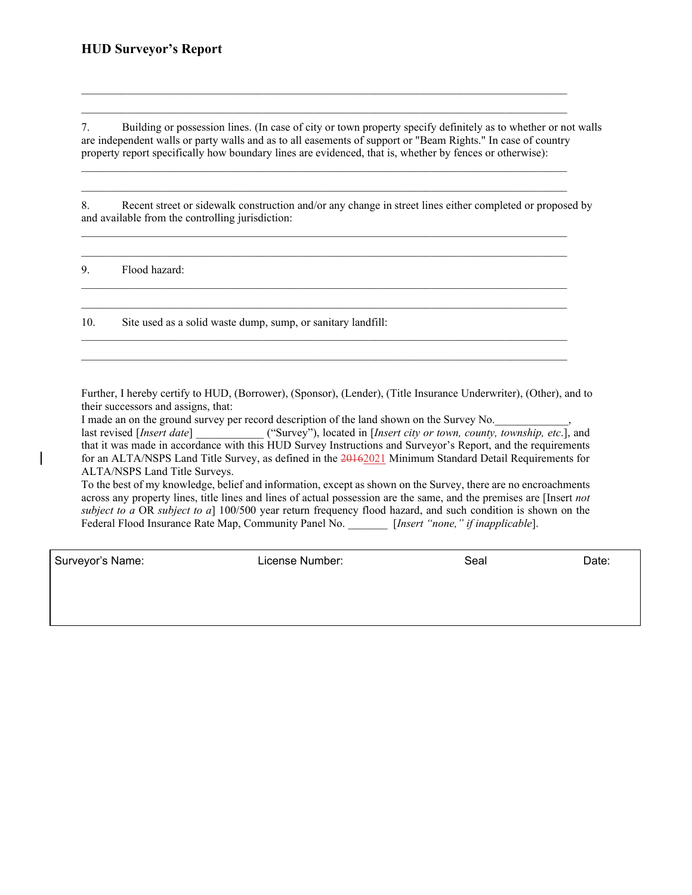## HUD Surveyor's Report

\_\_\_\_\_\_\_\_\_\_\_\_\_\_\_\_\_\_\_\_\_\_\_\_\_\_\_\_\_\_\_\_\_\_\_\_\_\_\_\_\_\_\_\_\_\_\_\_\_\_\_\_\_\_\_\_\_\_\_\_\_\_\_\_\_\_\_\_\_\_\_\_\_\_\_\_\_\_\_\_\_\_\_\_\_\_\_\_\_

\_\_\_\_\_\_\_\_\_\_\_\_\_\_\_\_\_\_\_\_\_\_\_\_\_\_\_\_\_\_\_\_\_\_\_\_\_\_\_\_\_\_\_\_\_\_\_\_\_\_\_\_\_\_\_\_\_\_\_\_\_\_\_\_\_\_\_\_\_\_\_\_\_\_\_\_\_\_\_\_\_\_\_\_\_\_\_\_\_

7. Building or possession lines. (In case of city or town property specify definitely as to whether or not walls are independent walls or party walls and as to all easements of support or "Beam Rights." In case of country property report specifically how boundary lines are evidenced, that is, whether by fences or otherwise):

\_\_\_\_\_\_\_\_\_\_\_\_\_\_\_\_\_\_\_\_\_\_\_\_\_\_\_\_\_\_\_\_\_\_\_\_\_\_\_\_\_\_\_\_\_\_\_\_\_\_\_\_\_\_\_\_\_\_\_\_\_\_\_\_\_\_\_\_\_\_\_\_\_\_\_\_\_\_\_\_\_\_\_\_\_\_\_\_\_

\_\_\_\_\_\_\_\_\_\_\_\_\_\_\_\_\_\_\_\_\_\_\_\_\_\_\_\_\_\_\_\_\_\_\_\_\_\_\_\_\_\_\_\_\_\_\_\_\_\_\_\_\_\_\_\_\_\_\_\_\_\_\_\_\_\_\_\_\_\_\_\_\_\_\_\_\_\_\_\_\_\_\_\_\_\_\_\_\_

8. Recent street or sidewalk construction and/or any change in street lines either completed or proposed by and available from the controlling jurisdiction:

\_\_\_\_\_\_\_\_\_\_\_\_\_\_\_\_\_\_\_\_\_\_\_\_\_\_\_\_\_\_\_\_\_\_\_\_\_\_\_\_\_\_\_\_\_\_\_\_\_\_\_\_\_\_\_\_\_\_\_\_\_\_\_\_\_\_\_\_\_\_\_\_\_\_\_\_\_\_\_\_\_\_\_\_\_\_\_\_\_

\_\_\_\_\_\_\_\_\_\_\_\_\_\_\_\_\_\_\_\_\_\_\_\_\_\_\_\_\_\_\_\_\_\_\_\_\_\_\_\_\_\_\_\_\_\_\_\_\_\_\_\_\_\_\_\_\_\_\_\_\_\_\_\_\_\_\_\_\_\_\_\_\_\_\_\_\_\_\_\_\_\_\_\_\_\_\_\_\_

9. Flood hazard:

\_\_\_\_\_\_\_\_\_\_\_\_\_\_\_\_\_\_\_\_\_\_\_\_\_\_\_\_\_\_\_\_\_\_\_\_\_\_\_\_\_\_\_\_\_\_\_\_\_\_\_\_\_\_\_\_\_\_\_\_\_\_\_\_\_\_\_\_\_\_\_\_\_\_\_\_\_\_\_\_\_\_\_\_\_\_\_\_\_

\_\_\_\_\_\_\_\_\_\_\_\_\_\_\_\_\_\_\_\_\_\_\_\_\_\_\_\_\_\_\_\_\_\_\_\_\_\_\_\_\_\_\_\_\_\_\_\_\_\_\_\_\_\_\_\_\_\_\_\_\_\_\_\_\_\_\_\_\_\_\_\_\_\_\_\_\_\_\_\_\_\_\_\_\_\_\_\_\_

10. Site used as a solid waste dump, sump, or sanitary landfill:

\_\_\_\_\_\_\_\_\_\_\_\_\_\_\_\_\_\_\_\_\_\_\_\_\_\_\_\_\_\_\_\_\_\_\_\_\_\_\_\_\_\_\_\_\_\_\_\_\_\_\_\_\_\_\_\_\_\_\_\_\_\_\_\_\_\_\_\_\_\_\_\_\_\_\_\_\_\_\_\_\_\_\_\_\_\_\_\_\_

\_\_\_\_\_\_\_\_\_\_\_\_\_\_\_\_\_\_\_\_\_\_\_\_\_\_\_\_\_\_\_\_\_\_\_\_\_\_\_\_\_\_\_\_\_\_\_\_\_\_\_\_\_\_\_\_\_\_\_\_\_\_\_\_\_\_\_\_\_\_\_\_\_\_\_\_\_\_\_\_\_\_\_\_\_\_\_\_\_

Further, I hereby certify to HUD, (Borrower), (Sponsor), (Lender), (Title Insurance Underwriter), (Other), and to their successors and assigns, that:

I made an on the ground survey per record description of the land shown on the Survey No.\_\_\_\_\_\_\_\_\_\_\_\_\_, last revised [*Insert date*] \_\_\_\_\_\_\_\_\_\_\_\_ ("Survey"), located in [*Insert city or town, county, township, etc.*], and that it was made in accordance with this HUD Survey Instructions and Surveyor's Report, and the requirements for an ALTA/NSPS Land Title Survey, as defined in the ~~2016~~2021 Minimum Standard Detail Requirements for ALTA/NSPS Land Title Surveys.

To the best of my knowledge, belief and information, except as shown on the Survey, there are no encroachments across any property lines, title lines and lines of actual possession are the same, and the premises are [Insert *not subject to a* OR *subject to a*] 100/500 year return frequency flood hazard, and such condition is shown on the Federal Flood Insurance Rate Map, Community Panel No. \_\_\_\_\_\_\_ [*Insert "none," if inapplicable*].

| Surveyor's Name: | License Number: | Seal | Date: |
|---|---|---|---|
| | | | |